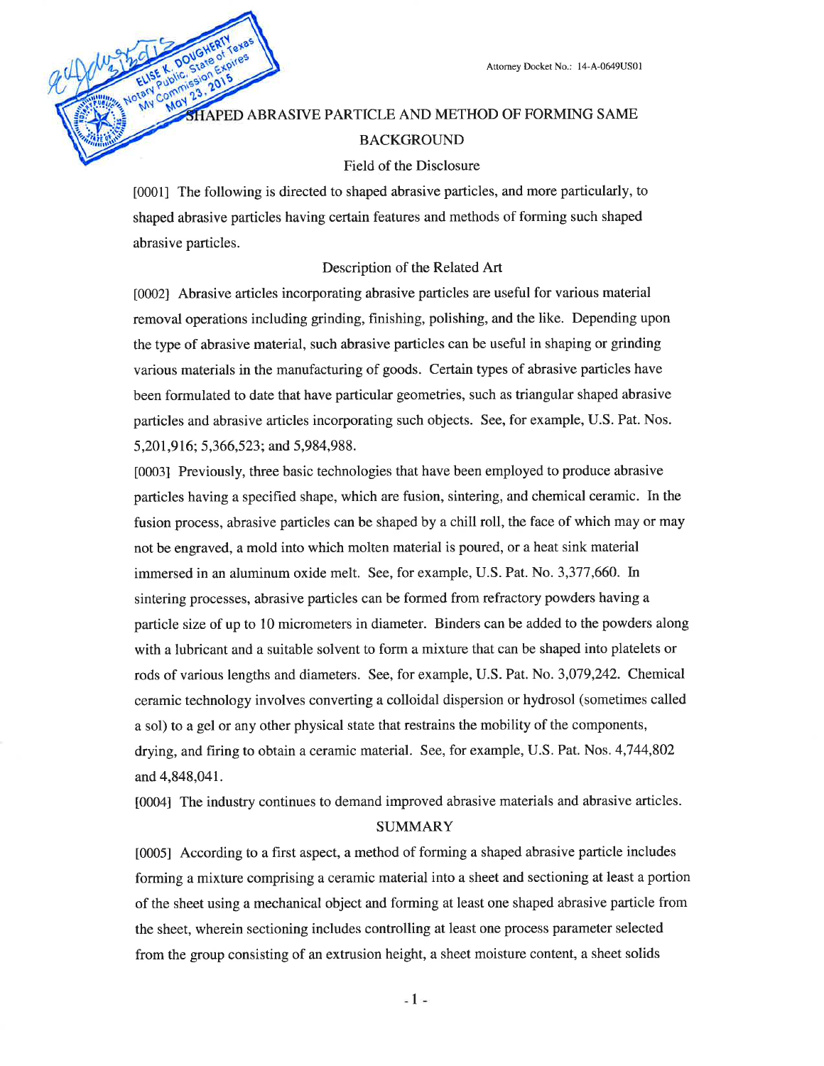Attorney Docket No.: 14-A-0649US01

# SHAPED ABRASIVE PARTICLE AND METHOD OF FORMING SAME

## BACKGROUND

### Field of the Disclosure

[0001] The following is directed to shaped abrasive particles, and more particularly, to shaped abrasive particles having certain features and methods of forming such shaped abrasive particles.

### Description of the Related Art

[0002] Abrasive articles incorporating abrasive particles are useful for various material removal operations including grinding, finishing, polishing, and the like. Depending upon the type of abrasive material, such abrasive particles can be useful in shaping or grinding various materials in the manufacturing of goods. Certain types of abrasive particles have been formulated to date that have particular geometries, such as triangular shaped abrasive particles and abrasive articles incorporating such objects. See, for example, U.S. Pat. Nos. 5,201,916; 5,366,523; and 5,984,988.

[0003] Previously, three basic technologies that have been employed to produce abrasive particles having a specified shape, which are fusion, sintering, and chemical ceramic. In the fusion process, abrasive particles can be shaped by a chill roll, the face of which may or may not be engraved, a mold into which molten material is poured, or a heat sink material immersed in an aluminum oxide melt. See, for example, U.S. Pat. No. 3,377,660. In sintering processes, abrasive particles can be formed from refractory powders having a particle size of up to 10 micrometers in diameter. Binders can be added to the powders along with a lubricant and a suitable solvent to form a mixture that can be shaped into platelets or rods of various lengths and diameters. See, for example, U.S. Pat. No. 3,079,242. Chemical ceramic technology involves converting a colloidal dispersion or hydrosol (sometimes called a sol) to a gel or any other physical state that restrains the mobility of the components, drying, and firing to obtain a ceramic material. See, for example, U.S. Pat. Nos. 4,744,802 and 4,848,041.

[0004] The industry continues to demand improved abrasive materials and abrasive articles.

## SUMMARY

[0005] According to a first aspect, a method of forming a shaped abrasive particle includes forming a mixture comprising a ceramic material into a sheet and sectioning at least a portion of the sheet using a mechanical object and forming at least one shaped abrasive particle from the sheet, wherein sectioning includes controlling at least one process parameter selected from the group consisting of an extrusion height, a sheet moisture content, a sheet solids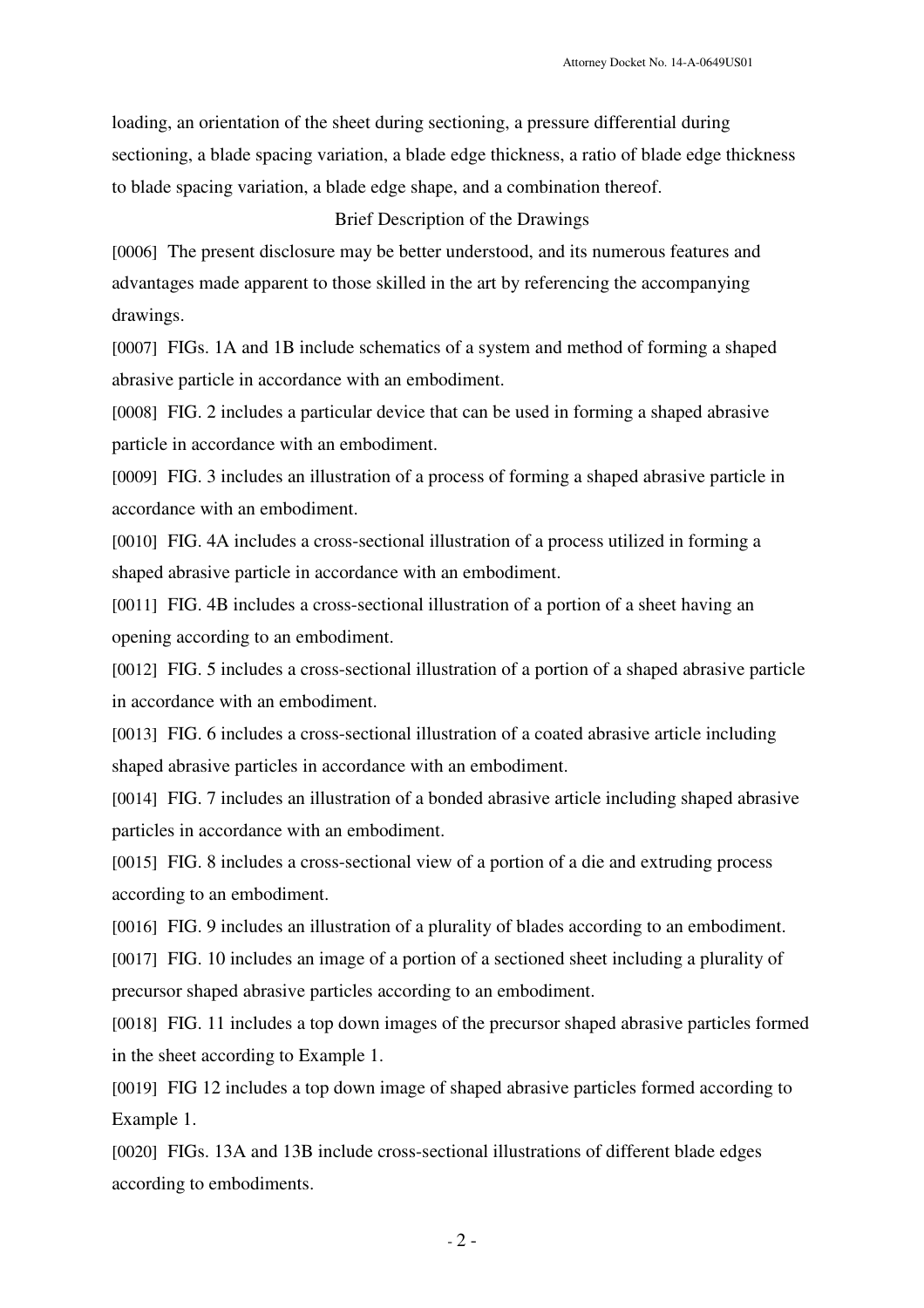loading, an orientation of the sheet during sectioning, a pressure differential during sectioning, a blade spacing variation, a blade edge thickness, a ratio of blade edge thickness to blade spacing variation, a blade edge shape, and a combination thereof.

## Brief Description of the Drawings

[0006] The present disclosure may be better understood, and its numerous features and advantages made apparent to those skilled in the art by referencing the accompanying drawings.

[0007] FIGs. 1A and 1B include schematics of a system and method of forming a shaped abrasive particle in accordance with an embodiment.

[0008] FIG. 2 includes a particular device that can be used in forming a shaped abrasive particle in accordance with an embodiment.

[0009] FIG. 3 includes an illustration of a process of forming a shaped abrasive particle in accordance with an embodiment.

[0010] FIG. 4A includes a cross-sectional illustration of a process utilized in forming a shaped abrasive particle in accordance with an embodiment.

[0011] FIG. 4B includes a cross-sectional illustration of a portion of a sheet having an opening according to an embodiment.

[0012] FIG. 5 includes a cross-sectional illustration of a portion of a shaped abrasive particle in accordance with an embodiment.

[0013] FIG. 6 includes a cross-sectional illustration of a coated abrasive article including shaped abrasive particles in accordance with an embodiment.

[0014] FIG. 7 includes an illustration of a bonded abrasive article including shaped abrasive particles in accordance with an embodiment.

[0015] FIG. 8 includes a cross-sectional view of a portion of a die and extruding process according to an embodiment.

[0016] FIG. 9 includes an illustration of a plurality of blades according to an embodiment.

[0017] FIG. 10 includes an image of a portion of a sectioned sheet including a plurality of precursor shaped abrasive particles according to an embodiment.

[0018] FIG. 11 includes a top down images of the precursor shaped abrasive particles formed in the sheet according to Example 1.

[0019] FIG 12 includes a top down image of shaped abrasive particles formed according to Example 1.

[0020] FIGs. 13A and 13B include cross-sectional illustrations of different blade edges according to embodiments.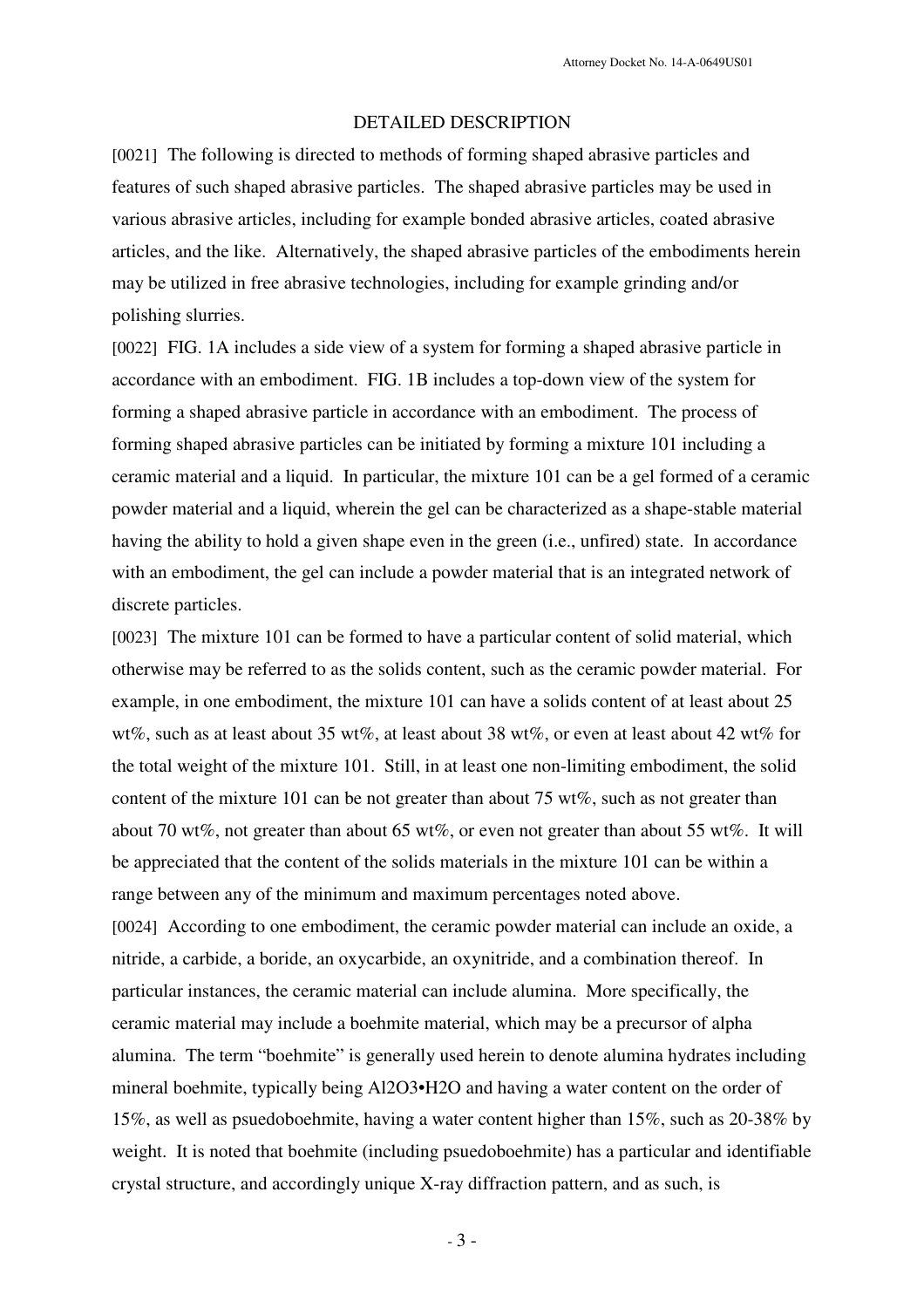## DETAILED DESCRIPTION

[0021] The following is directed to methods of forming shaped abrasive particles and features of such shaped abrasive particles. The shaped abrasive particles may be used in various abrasive articles, including for example bonded abrasive articles, coated abrasive articles, and the like. Alternatively, the shaped abrasive particles of the embodiments herein may be utilized in free abrasive technologies, including for example grinding and/or polishing slurries.

[0022] FIG. 1A includes a side view of a system for forming a shaped abrasive particle in accordance with an embodiment. FIG. 1B includes a top-down view of the system for forming a shaped abrasive particle in accordance with an embodiment. The process of forming shaped abrasive particles can be initiated by forming a mixture 101 including a ceramic material and a liquid. In particular, the mixture 101 can be a gel formed of a ceramic powder material and a liquid, wherein the gel can be characterized as a shape-stable material having the ability to hold a given shape even in the green (i.e., unfired) state. In accordance with an embodiment, the gel can include a powder material that is an integrated network of discrete particles.

[0023] The mixture 101 can be formed to have a particular content of solid material, which otherwise may be referred to as the solids content, such as the ceramic powder material. For example, in one embodiment, the mixture 101 can have a solids content of at least about 25 wt%, such as at least about 35 wt%, at least about 38 wt%, or even at least about 42 wt% for the total weight of the mixture 101. Still, in at least one non-limiting embodiment, the solid content of the mixture 101 can be not greater than about 75 wt%, such as not greater than about 70 wt%, not greater than about 65 wt%, or even not greater than about 55 wt%. It will be appreciated that the content of the solids materials in the mixture 101 can be within a range between any of the minimum and maximum percentages noted above.

[0024] According to one embodiment, the ceramic powder material can include an oxide, a nitride, a carbide, a boride, an oxycarbide, an oxynitride, and a combination thereof. In particular instances, the ceramic material can include alumina. More specifically, the ceramic material may include a boehmite material, which may be a precursor of alpha alumina. The term "boehmite" is generally used herein to denote alumina hydrates including mineral boehmite, typically being $Al2O3•H2O$ and having a water content on the order of 15%, as well as psuedoboehmite, having a water content higher than 15%, such as 20-38% by weight. It is noted that boehmite (including psuedoboehmite) has a particular and identifiable crystal structure, and accordingly unique X-ray diffraction pattern, and as such, is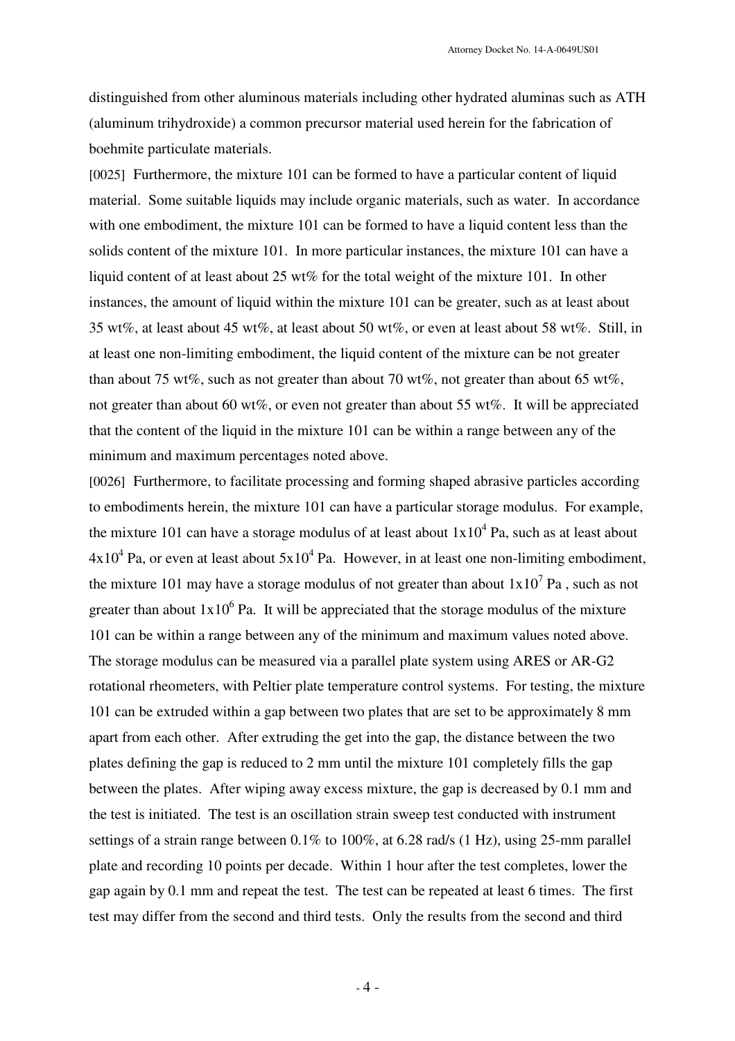distinguished from other aluminous materials including other hydrated aluminas such as ATH (aluminum trihydroxide) a common precursor material used herein for the fabrication of boehmite particulate materials.

[0025] Furthermore, the mixture 101 can be formed to have a particular content of liquid material. Some suitable liquids may include organic materials, such as water. In accordance with one embodiment, the mixture 101 can be formed to have a liquid content less than the solids content of the mixture 101. In more particular instances, the mixture 101 can have a liquid content of at least about 25 wt% for the total weight of the mixture 101. In other instances, the amount of liquid within the mixture 101 can be greater, such as at least about 35 wt%, at least about 45 wt%, at least about 50 wt%, or even at least about 58 wt%. Still, in at least one non-limiting embodiment, the liquid content of the mixture can be not greater than about 75 wt%, such as not greater than about 70 wt%, not greater than about 65 wt%, not greater than about 60 wt%, or even not greater than about 55 wt%. It will be appreciated that the content of the liquid in the mixture 101 can be within a range between any of the minimum and maximum percentages noted above.

[0026] Furthermore, to facilitate processing and forming shaped abrasive particles according to embodiments herein, the mixture 101 can have a particular storage modulus. For example, the mixture 101 can have a storage modulus of at least about $1x10^4$ Pa, such as at least about $4x10^4$ Pa, or even at least about $5x10^4$ Pa. However, in at least one non-limiting embodiment, the mixture 101 may have a storage modulus of not greater than about $1x10^7$ Pa , such as not greater than about $1x10^6$ Pa. It will be appreciated that the storage modulus of the mixture 101 can be within a range between any of the minimum and maximum values noted above. The storage modulus can be measured via a parallel plate system using ARES or AR-G2 rotational rheometers, with Peltier plate temperature control systems. For testing, the mixture 101 can be extruded within a gap between two plates that are set to be approximately 8 mm apart from each other. After extruding the get into the gap, the distance between the two plates defining the gap is reduced to 2 mm until the mixture 101 completely fills the gap between the plates. After wiping away excess mixture, the gap is decreased by 0.1 mm and the test is initiated. The test is an oscillation strain sweep test conducted with instrument settings of a strain range between 0.1% to 100%, at 6.28 rad/s (1 Hz), using 25-mm parallel plate and recording 10 points per decade. Within 1 hour after the test completes, lower the gap again by 0.1 mm and repeat the test. The test can be repeated at least 6 times. The first test may differ from the second and third tests. Only the results from the second and third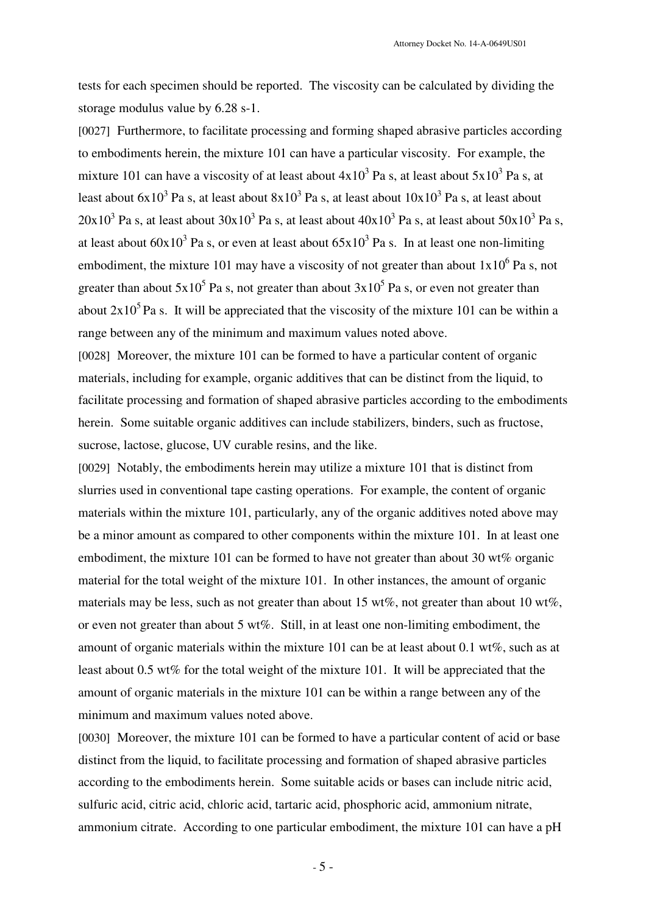tests for each specimen should be reported. The viscosity can be calculated by dividing the storage modulus value by 6.28 s-1.

[0027] Furthermore, to facilitate processing and forming shaped abrasive particles according to embodiments herein, the mixture 101 can have a particular viscosity. For example, the mixture 101 can have a viscosity of at least about $4x10^3$ Pa s, at least about $5x10^3$ Pa s, at least about $6x10^3$ Pa s, at least about $8x10^3$ Pa s, at least about $10x10^3$ Pa s, at least about $20x10^3$ Pa s, at least about $30x10^3$ Pa s, at least about $40x10^3$ Pa s, at least about $50x10^3$ Pa s, at least about $60x10^3$ Pa s, or even at least about $65x10^3$ Pa s. In at least one non-limiting embodiment, the mixture 101 may have a viscosity of not greater than about $1x10^6$ Pa s, not greater than about $5x10^5$ Pa s, not greater than about $3x10^5$ Pa s, or even not greater than about $2x10^5$ Pa s. It will be appreciated that the viscosity of the mixture 101 can be within a range between any of the minimum and maximum values noted above.

[0028] Moreover, the mixture 101 can be formed to have a particular content of organic materials, including for example, organic additives that can be distinct from the liquid, to facilitate processing and formation of shaped abrasive particles according to the embodiments herein. Some suitable organic additives can include stabilizers, binders, such as fructose, sucrose, lactose, glucose, UV curable resins, and the like.

[0029] Notably, the embodiments herein may utilize a mixture 101 that is distinct from slurries used in conventional tape casting operations. For example, the content of organic materials within the mixture 101, particularly, any of the organic additives noted above may be a minor amount as compared to other components within the mixture 101. In at least one embodiment, the mixture 101 can be formed to have not greater than about 30 wt% organic material for the total weight of the mixture 101. In other instances, the amount of organic materials may be less, such as not greater than about 15 wt%, not greater than about 10 wt%, or even not greater than about 5 wt%. Still, in at least one non-limiting embodiment, the amount of organic materials within the mixture 101 can be at least about 0.1 wt%, such as at least about 0.5 wt% for the total weight of the mixture 101. It will be appreciated that the amount of organic materials in the mixture 101 can be within a range between any of the minimum and maximum values noted above.

[0030] Moreover, the mixture 101 can be formed to have a particular content of acid or base distinct from the liquid, to facilitate processing and formation of shaped abrasive particles according to the embodiments herein. Some suitable acids or bases can include nitric acid, sulfuric acid, citric acid, chloric acid, tartaric acid, phosphoric acid, ammonium nitrate, ammonium citrate. According to one particular embodiment, the mixture 101 can have a pH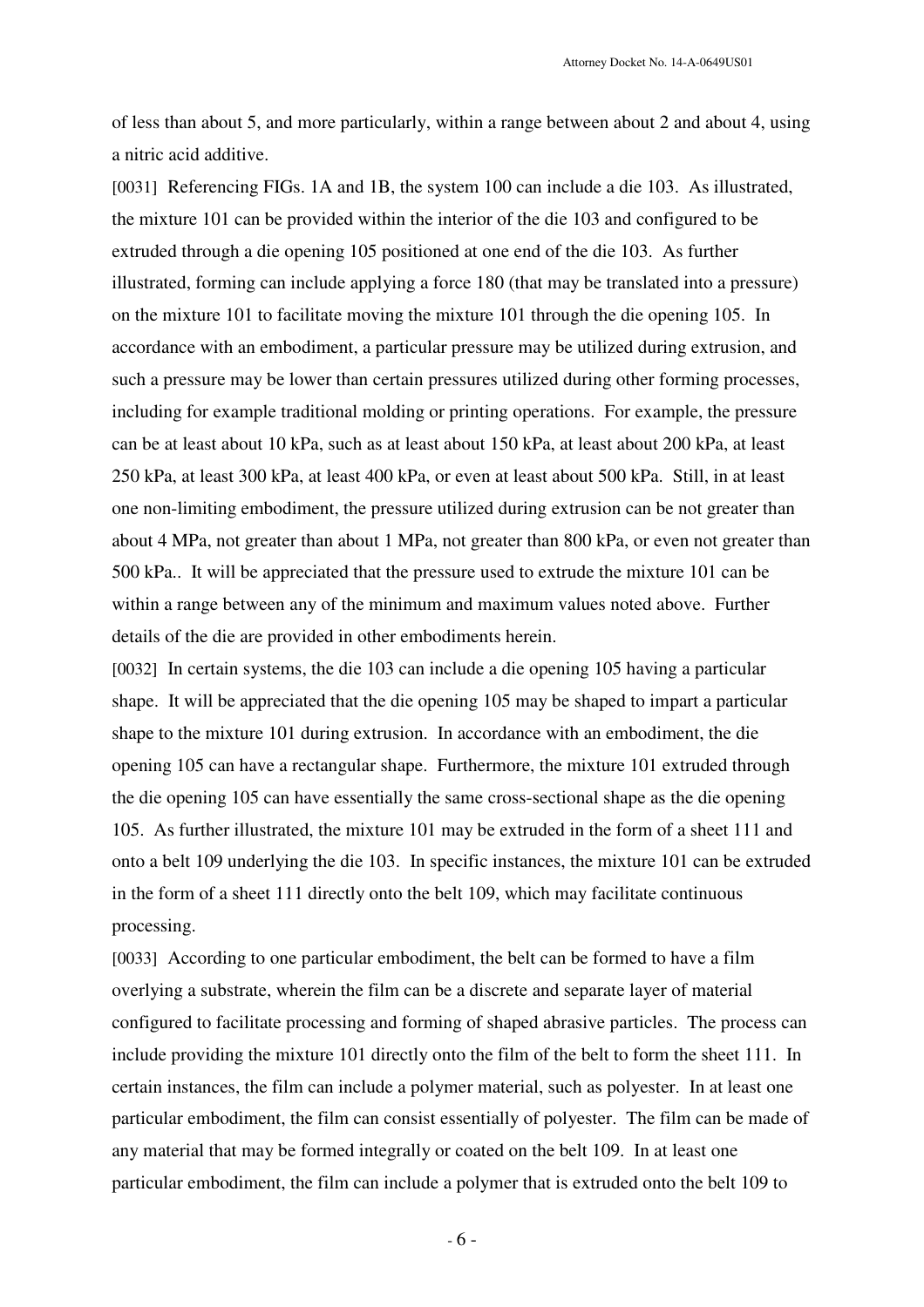of less than about 5, and more particularly, within a range between about 2 and about 4, using a nitric acid additive.

[0031] Referencing FIGs. 1A and 1B, the system 100 can include a die 103. As illustrated, the mixture 101 can be provided within the interior of the die 103 and configured to be extruded through a die opening 105 positioned at one end of the die 103. As further illustrated, forming can include applying a force 180 (that may be translated into a pressure) on the mixture 101 to facilitate moving the mixture 101 through the die opening 105. In accordance with an embodiment, a particular pressure may be utilized during extrusion, and such a pressure may be lower than certain pressures utilized during other forming processes, including for example traditional molding or printing operations. For example, the pressure can be at least about 10 kPa, such as at least about 150 kPa, at least about 200 kPa, at least 250 kPa, at least 300 kPa, at least 400 kPa, or even at least about 500 kPa. Still, in at least one non-limiting embodiment, the pressure utilized during extrusion can be not greater than about 4 MPa, not greater than about 1 MPa, not greater than 800 kPa, or even not greater than 500 kPa.. It will be appreciated that the pressure used to extrude the mixture 101 can be within a range between any of the minimum and maximum values noted above. Further details of the die are provided in other embodiments herein.

[0032] In certain systems, the die 103 can include a die opening 105 having a particular shape. It will be appreciated that the die opening 105 may be shaped to impart a particular shape to the mixture 101 during extrusion. In accordance with an embodiment, the die opening 105 can have a rectangular shape. Furthermore, the mixture 101 extruded through the die opening 105 can have essentially the same cross-sectional shape as the die opening 105. As further illustrated, the mixture 101 may be extruded in the form of a sheet 111 and onto a belt 109 underlying the die 103. In specific instances, the mixture 101 can be extruded in the form of a sheet 111 directly onto the belt 109, which may facilitate continuous processing.

[0033] According to one particular embodiment, the belt can be formed to have a film overlying a substrate, wherein the film can be a discrete and separate layer of material configured to facilitate processing and forming of shaped abrasive particles. The process can include providing the mixture 101 directly onto the film of the belt to form the sheet 111. In certain instances, the film can include a polymer material, such as polyester. In at least one particular embodiment, the film can consist essentially of polyester. The film can be made of any material that may be formed integrally or coated on the belt 109. In at least one particular embodiment, the film can include a polymer that is extruded onto the belt 109 to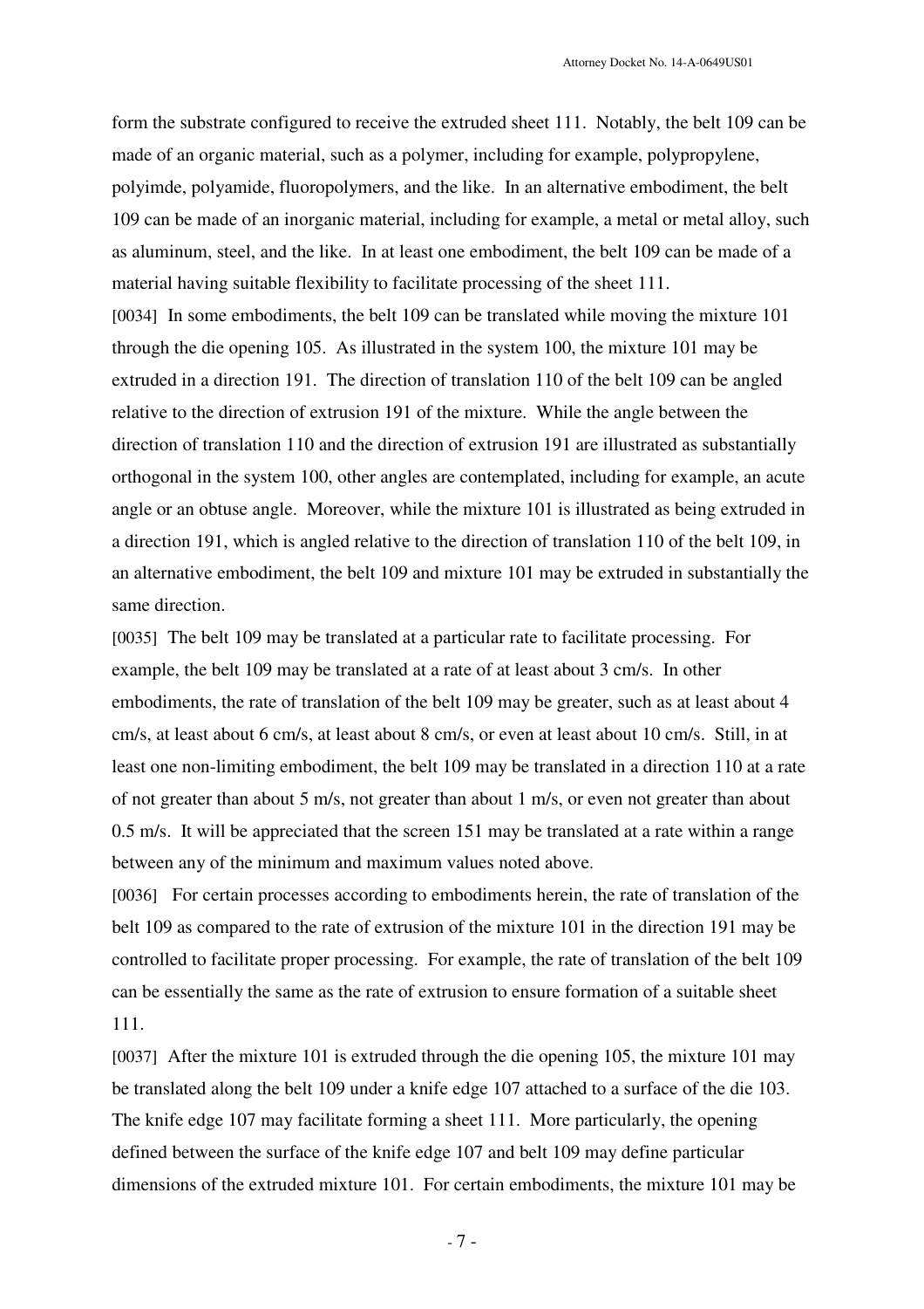form the substrate configured to receive the extruded sheet 111. Notably, the belt 109 can be made of an organic material, such as a polymer, including for example, polypropylene, polyimde, polyamide, fluoropolymers, and the like. In an alternative embodiment, the belt 109 can be made of an inorganic material, including for example, a metal or metal alloy, such as aluminum, steel, and the like. In at least one embodiment, the belt 109 can be made of a material having suitable flexibility to facilitate processing of the sheet 111.

[0034] In some embodiments, the belt 109 can be translated while moving the mixture 101 through the die opening 105. As illustrated in the system 100, the mixture 101 may be extruded in a direction 191. The direction of translation 110 of the belt 109 can be angled relative to the direction of extrusion 191 of the mixture. While the angle between the direction of translation 110 and the direction of extrusion 191 are illustrated as substantially orthogonal in the system 100, other angles are contemplated, including for example, an acute angle or an obtuse angle. Moreover, while the mixture 101 is illustrated as being extruded in a direction 191, which is angled relative to the direction of translation 110 of the belt 109, in an alternative embodiment, the belt 109 and mixture 101 may be extruded in substantially the same direction.

[0035] The belt 109 may be translated at a particular rate to facilitate processing. For example, the belt 109 may be translated at a rate of at least about 3 cm/s. In other embodiments, the rate of translation of the belt 109 may be greater, such as at least about 4 cm/s, at least about 6 cm/s, at least about 8 cm/s, or even at least about 10 cm/s. Still, in at least one non-limiting embodiment, the belt 109 may be translated in a direction 110 at a rate of not greater than about 5 m/s, not greater than about 1 m/s, or even not greater than about 0.5 m/s. It will be appreciated that the screen 151 may be translated at a rate within a range between any of the minimum and maximum values noted above.

[0036] For certain processes according to embodiments herein, the rate of translation of the belt 109 as compared to the rate of extrusion of the mixture 101 in the direction 191 may be controlled to facilitate proper processing. For example, the rate of translation of the belt 109 can be essentially the same as the rate of extrusion to ensure formation of a suitable sheet 111.

[0037] After the mixture 101 is extruded through the die opening 105, the mixture 101 may be translated along the belt 109 under a knife edge 107 attached to a surface of the die 103. The knife edge 107 may facilitate forming a sheet 111. More particularly, the opening defined between the surface of the knife edge 107 and belt 109 may define particular dimensions of the extruded mixture 101. For certain embodiments, the mixture 101 may be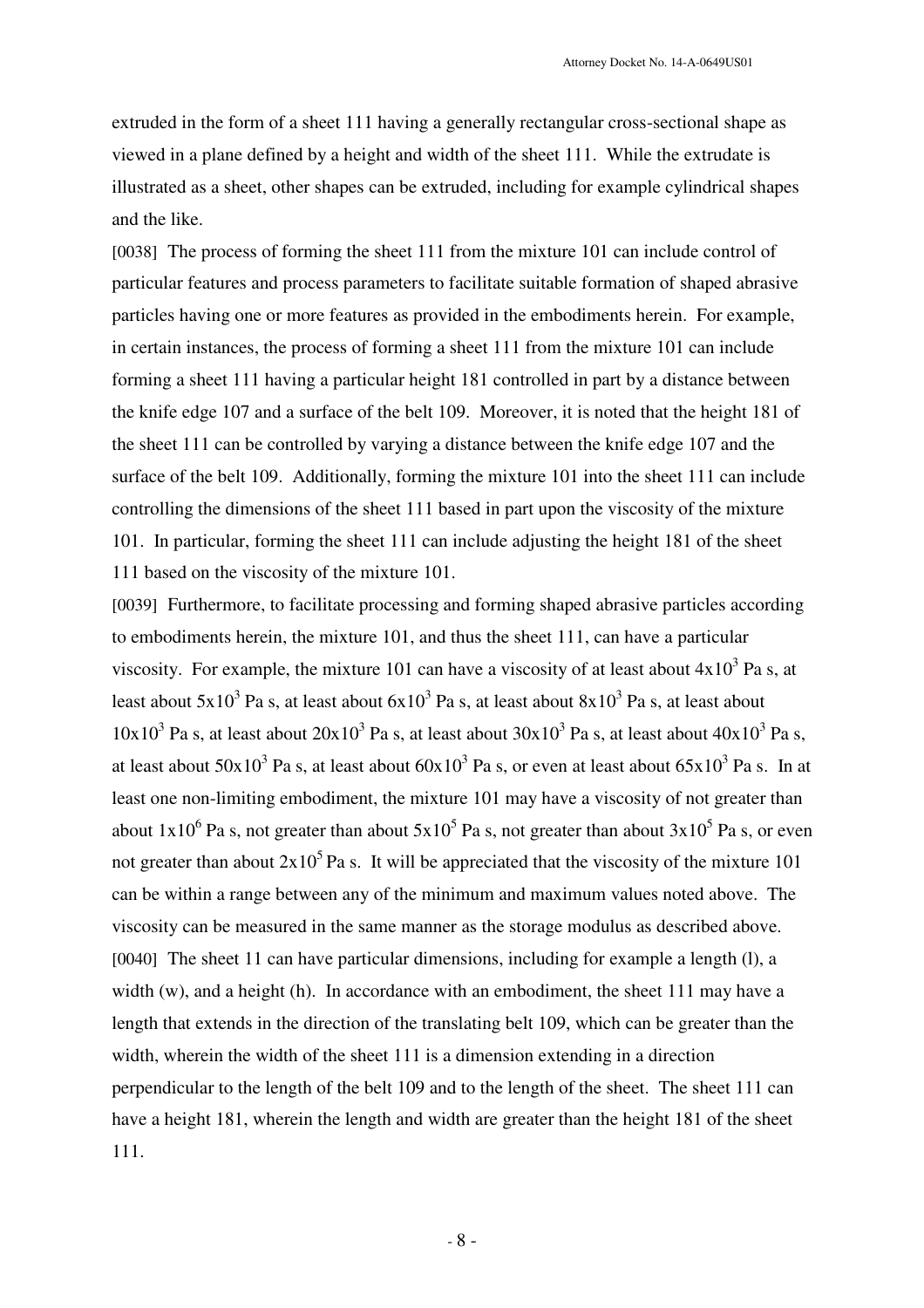extruded in the form of a sheet 111 having a generally rectangular cross-sectional shape as viewed in a plane defined by a height and width of the sheet 111. While the extrudate is illustrated as a sheet, other shapes can be extruded, including for example cylindrical shapes and the like.

[0038] The process of forming the sheet 111 from the mixture 101 can include control of particular features and process parameters to facilitate suitable formation of shaped abrasive particles having one or more features as provided in the embodiments herein. For example, in certain instances, the process of forming a sheet 111 from the mixture 101 can include forming a sheet 111 having a particular height 181 controlled in part by a distance between the knife edge 107 and a surface of the belt 109. Moreover, it is noted that the height 181 of the sheet 111 can be controlled by varying a distance between the knife edge 107 and the surface of the belt 109. Additionally, forming the mixture 101 into the sheet 111 can include controlling the dimensions of the sheet 111 based in part upon the viscosity of the mixture 101. In particular, forming the sheet 111 can include adjusting the height 181 of the sheet 111 based on the viscosity of the mixture 101.

[0039] Furthermore, to facilitate processing and forming shaped abrasive particles according to embodiments herein, the mixture 101, and thus the sheet 111, can have a particular viscosity. For example, the mixture 101 can have a viscosity of at least about $4x10^3$ Pa s, at least about $5x10^3$ Pa s, at least about $6x10^3$ Pa s, at least about $8x10^3$ Pa s, at least about $10x10^3$ Pa s, at least about $20x10^3$ Pa s, at least about $30x10^3$ Pa s, at least about $40x10^3$ Pa s, at least about $50x10^3$ Pa s, at least about $60x10^3$ Pa s, or even at least about $65x10^3$ Pa s. In at least one non-limiting embodiment, the mixture 101 may have a viscosity of not greater than about $1x10^6$ Pa s, not greater than about $5x10^5$ Pa s, not greater than about $3x10^5$ Pa s, or even not greater than about $2x10^5$ Pa s. It will be appreciated that the viscosity of the mixture 101 can be within a range between any of the minimum and maximum values noted above. The viscosity can be measured in the same manner as the storage modulus as described above.

[0040] The sheet 11 can have particular dimensions, including for example a length (l), a width (w), and a height (h). In accordance with an embodiment, the sheet 111 may have a length that extends in the direction of the translating belt 109, which can be greater than the width, wherein the width of the sheet 111 is a dimension extending in a direction perpendicular to the length of the belt 109 and to the length of the sheet. The sheet 111 can have a height 181, wherein the length and width are greater than the height 181 of the sheet 111.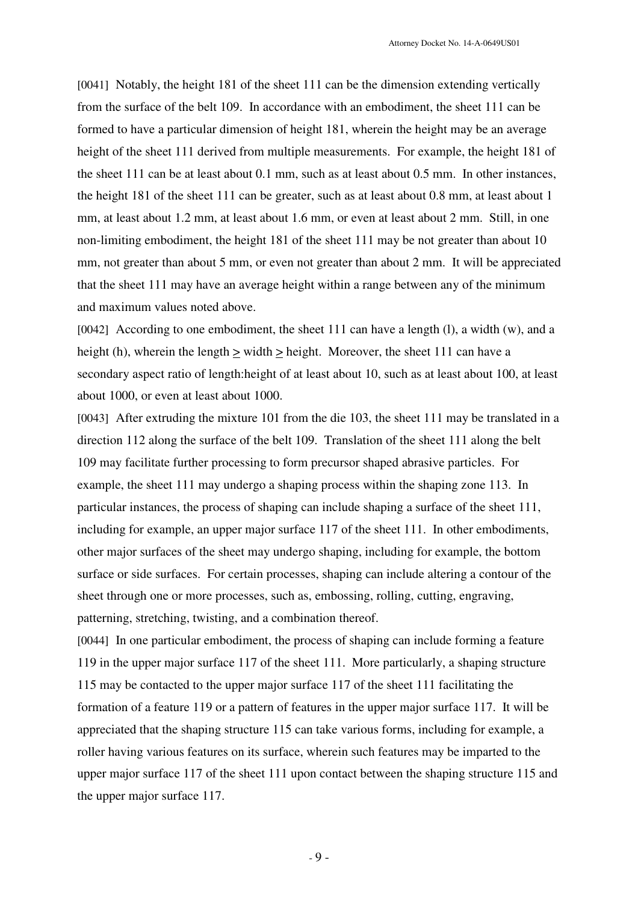[0041] Notably, the height 181 of the sheet 111 can be the dimension extending vertically from the surface of the belt 109. In accordance with an embodiment, the sheet 111 can be formed to have a particular dimension of height 181, wherein the height may be an average height of the sheet 111 derived from multiple measurements. For example, the height 181 of the sheet 111 can be at least about 0.1 mm, such as at least about 0.5 mm. In other instances, the height 181 of the sheet 111 can be greater, such as at least about 0.8 mm, at least about 1 mm, at least about 1.2 mm, at least about 1.6 mm, or even at least about 2 mm. Still, in one non-limiting embodiment, the height 181 of the sheet 111 may be not greater than about 10 mm, not greater than about 5 mm, or even not greater than about 2 mm. It will be appreciated that the sheet 111 may have an average height within a range between any of the minimum and maximum values noted above.

[0042] According to one embodiment, the sheet 111 can have a length (l), a width (w), and a height (h), wherein the length $\geq$ width $\geq$ height. Moreover, the sheet 111 can have a secondary aspect ratio of length:height of at least about 10, such as at least about 100, at least about 1000, or even at least about 1000.

[0043] After extruding the mixture 101 from the die 103, the sheet 111 may be translated in a direction 112 along the surface of the belt 109. Translation of the sheet 111 along the belt 109 may facilitate further processing to form precursor shaped abrasive particles. For example, the sheet 111 may undergo a shaping process within the shaping zone 113. In particular instances, the process of shaping can include shaping a surface of the sheet 111, including for example, an upper major surface 117 of the sheet 111. In other embodiments, other major surfaces of the sheet may undergo shaping, including for example, the bottom surface or side surfaces. For certain processes, shaping can include altering a contour of the sheet through one or more processes, such as, embossing, rolling, cutting, engraving, patterning, stretching, twisting, and a combination thereof.

[0044] In one particular embodiment, the process of shaping can include forming a feature 119 in the upper major surface 117 of the sheet 111. More particularly, a shaping structure 115 may be contacted to the upper major surface 117 of the sheet 111 facilitating the formation of a feature 119 or a pattern of features in the upper major surface 117. It will be appreciated that the shaping structure 115 can take various forms, including for example, a roller having various features on its surface, wherein such features may be imparted to the upper major surface 117 of the sheet 111 upon contact between the shaping structure 115 and the upper major surface 117.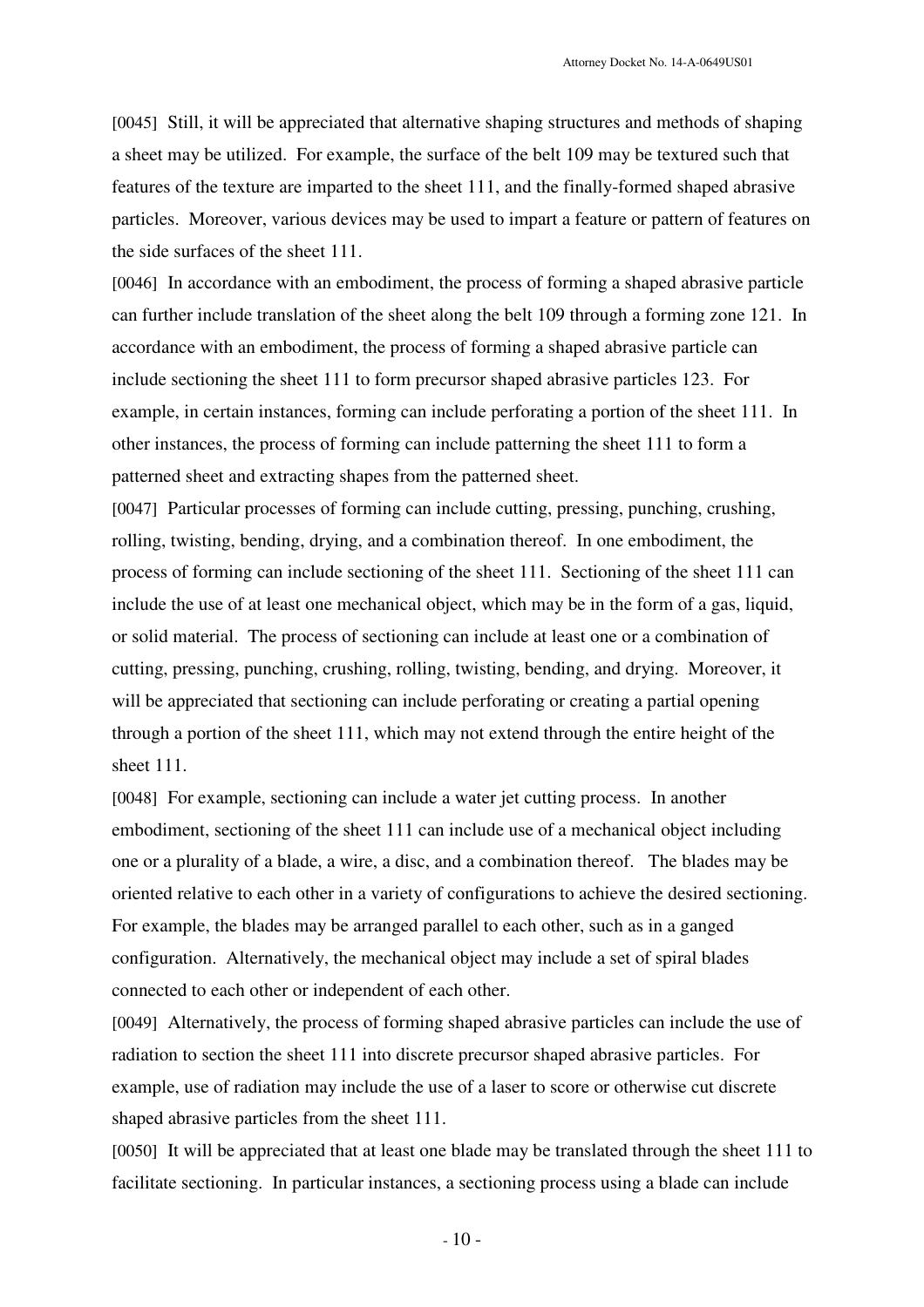[0045] Still, it will be appreciated that alternative shaping structures and methods of shaping a sheet may be utilized. For example, the surface of the belt 109 may be textured such that features of the texture are imparted to the sheet 111, and the finally-formed shaped abrasive particles. Moreover, various devices may be used to impart a feature or pattern of features on the side surfaces of the sheet 111.

[0046] In accordance with an embodiment, the process of forming a shaped abrasive particle can further include translation of the sheet along the belt 109 through a forming zone 121. In accordance with an embodiment, the process of forming a shaped abrasive particle can include sectioning the sheet 111 to form precursor shaped abrasive particles 123. For example, in certain instances, forming can include perforating a portion of the sheet 111. In other instances, the process of forming can include patterning the sheet 111 to form a patterned sheet and extracting shapes from the patterned sheet.

[0047] Particular processes of forming can include cutting, pressing, punching, crushing, rolling, twisting, bending, drying, and a combination thereof. In one embodiment, the process of forming can include sectioning of the sheet 111. Sectioning of the sheet 111 can include the use of at least one mechanical object, which may be in the form of a gas, liquid, or solid material. The process of sectioning can include at least one or a combination of cutting, pressing, punching, crushing, rolling, twisting, bending, and drying. Moreover, it will be appreciated that sectioning can include perforating or creating a partial opening through a portion of the sheet 111, which may not extend through the entire height of the sheet 111.

[0048] For example, sectioning can include a water jet cutting process. In another embodiment, sectioning of the sheet 111 can include use of a mechanical object including one or a plurality of a blade, a wire, a disc, and a combination thereof. The blades may be oriented relative to each other in a variety of configurations to achieve the desired sectioning. For example, the blades may be arranged parallel to each other, such as in a ganged configuration. Alternatively, the mechanical object may include a set of spiral blades connected to each other or independent of each other.

[0049] Alternatively, the process of forming shaped abrasive particles can include the use of radiation to section the sheet 111 into discrete precursor shaped abrasive particles. For example, use of radiation may include the use of a laser to score or otherwise cut discrete shaped abrasive particles from the sheet 111.

[0050] It will be appreciated that at least one blade may be translated through the sheet 111 to facilitate sectioning. In particular instances, a sectioning process using a blade can include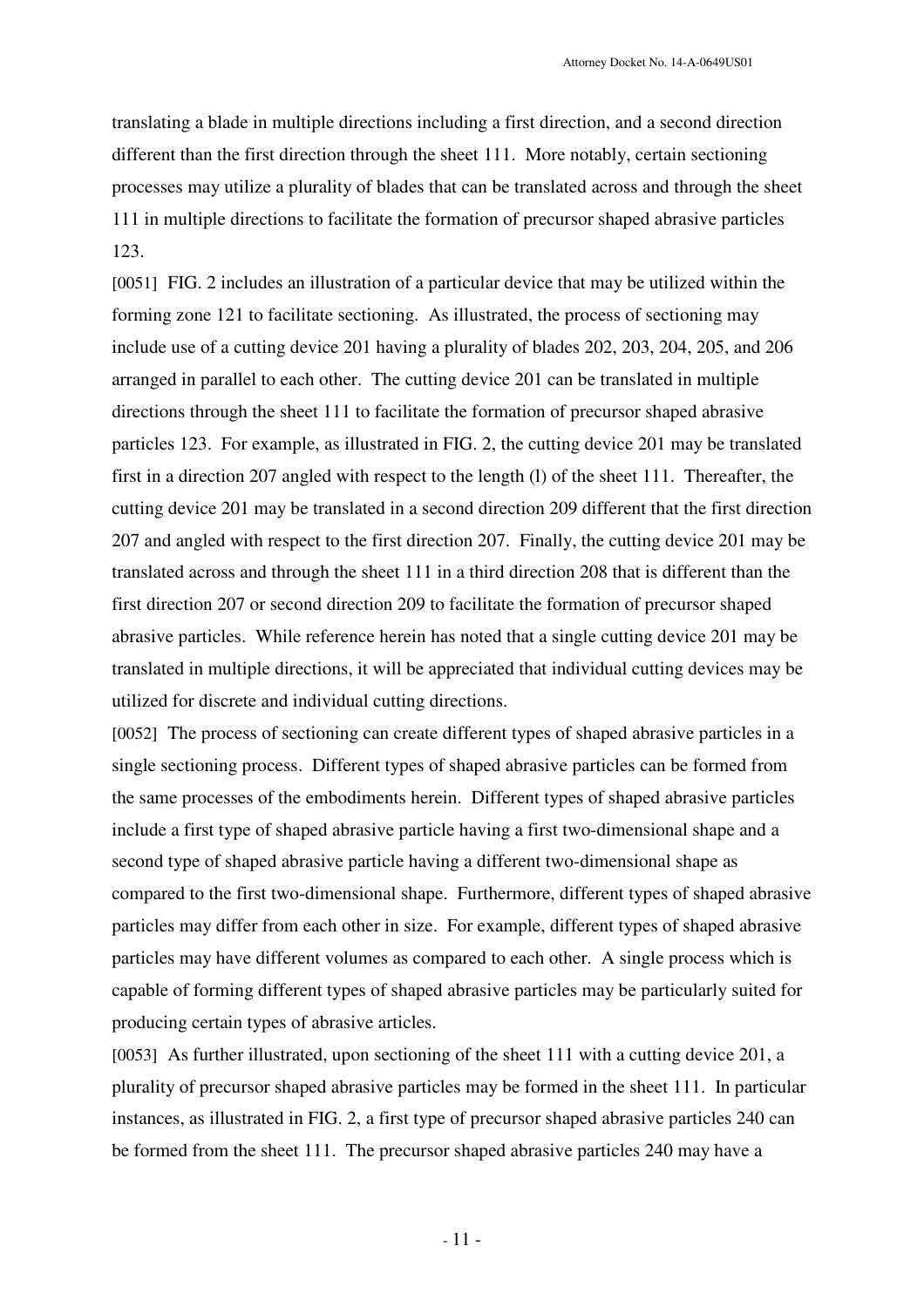translating a blade in multiple directions including a first direction, and a second direction different than the first direction through the sheet 111. More notably, certain sectioning processes may utilize a plurality of blades that can be translated across and through the sheet 111 in multiple directions to facilitate the formation of precursor shaped abrasive particles 123.

[0051] FIG. 2 includes an illustration of a particular device that may be utilized within the forming zone 121 to facilitate sectioning. As illustrated, the process of sectioning may include use of a cutting device 201 having a plurality of blades 202, 203, 204, 205, and 206 arranged in parallel to each other. The cutting device 201 can be translated in multiple directions through the sheet 111 to facilitate the formation of precursor shaped abrasive particles 123. For example, as illustrated in FIG. 2, the cutting device 201 may be translated first in a direction 207 angled with respect to the length (l) of the sheet 111. Thereafter, the cutting device 201 may be translated in a second direction 209 different that the first direction 207 and angled with respect to the first direction 207. Finally, the cutting device 201 may be translated across and through the sheet 111 in a third direction 208 that is different than the first direction 207 or second direction 209 to facilitate the formation of precursor shaped abrasive particles. While reference herein has noted that a single cutting device 201 may be translated in multiple directions, it will be appreciated that individual cutting devices may be utilized for discrete and individual cutting directions.

[0052] The process of sectioning can create different types of shaped abrasive particles in a single sectioning process. Different types of shaped abrasive particles can be formed from the same processes of the embodiments herein. Different types of shaped abrasive particles include a first type of shaped abrasive particle having a first two-dimensional shape and a second type of shaped abrasive particle having a different two-dimensional shape as compared to the first two-dimensional shape. Furthermore, different types of shaped abrasive particles may differ from each other in size. For example, different types of shaped abrasive particles may have different volumes as compared to each other. A single process which is capable of forming different types of shaped abrasive particles may be particularly suited for producing certain types of abrasive articles.

[0053] As further illustrated, upon sectioning of the sheet 111 with a cutting device 201, a plurality of precursor shaped abrasive particles may be formed in the sheet 111. In particular instances, as illustrated in FIG. 2, a first type of precursor shaped abrasive particles 240 can be formed from the sheet 111. The precursor shaped abrasive particles 240 may have a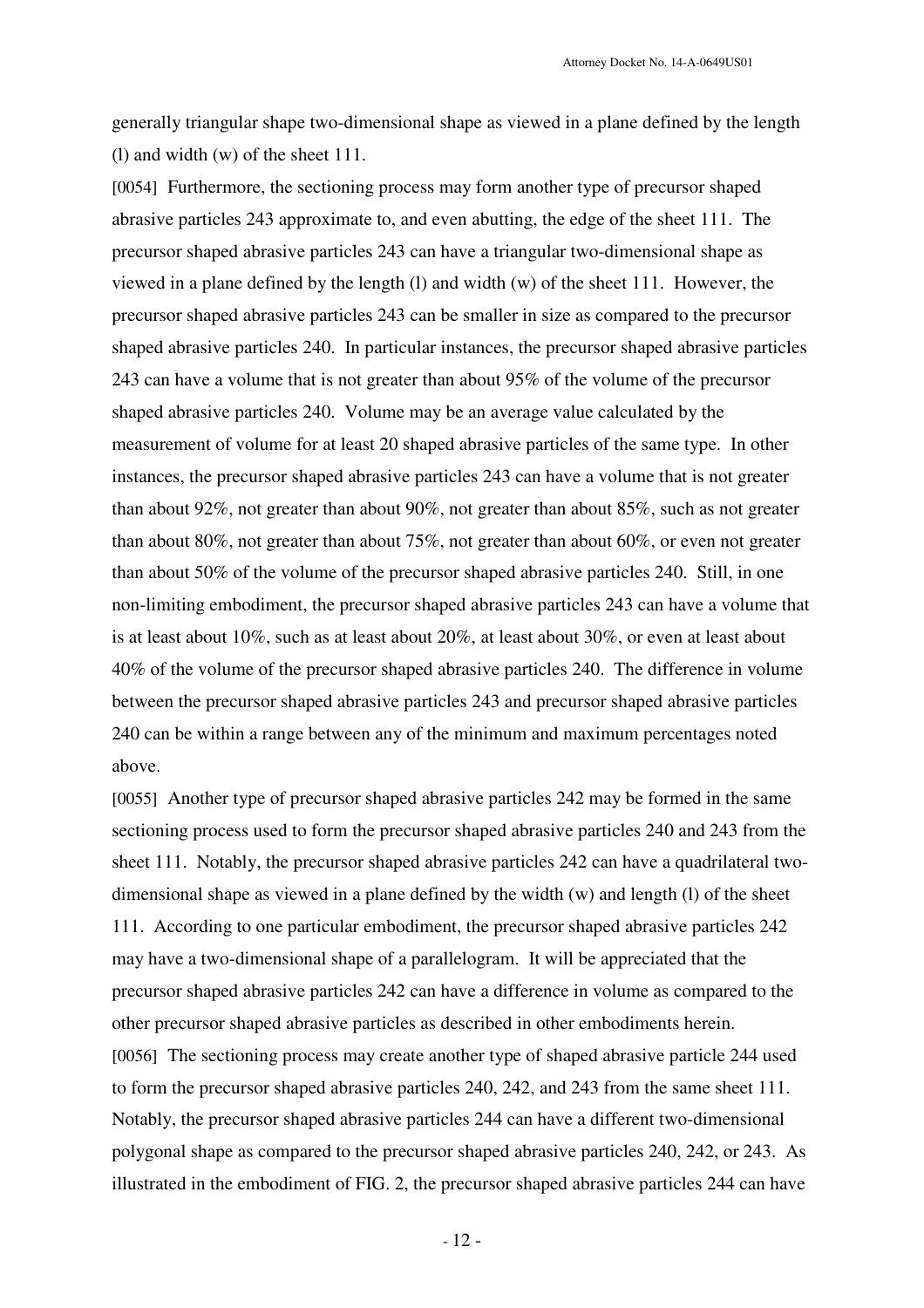generally triangular shape two-dimensional shape as viewed in a plane defined by the length (l) and width (w) of the sheet 111.

[0054] Furthermore, the sectioning process may form another type of precursor shaped abrasive particles 243 approximate to, and even abutting, the edge of the sheet 111. The precursor shaped abrasive particles 243 can have a triangular two-dimensional shape as viewed in a plane defined by the length (l) and width (w) of the sheet 111. However, the precursor shaped abrasive particles 243 can be smaller in size as compared to the precursor shaped abrasive particles 240. In particular instances, the precursor shaped abrasive particles 243 can have a volume that is not greater than about 95% of the volume of the precursor shaped abrasive particles 240. Volume may be an average value calculated by the measurement of volume for at least 20 shaped abrasive particles of the same type. In other instances, the precursor shaped abrasive particles 243 can have a volume that is not greater than about 92%, not greater than about 90%, not greater than about 85%, such as not greater than about 80%, not greater than about 75%, not greater than about 60%, or even not greater than about 50% of the volume of the precursor shaped abrasive particles 240. Still, in one non-limiting embodiment, the precursor shaped abrasive particles 243 can have a volume that is at least about 10%, such as at least about 20%, at least about 30%, or even at least about 40% of the volume of the precursor shaped abrasive particles 240. The difference in volume between the precursor shaped abrasive particles 243 and precursor shaped abrasive particles 240 can be within a range between any of the minimum and maximum percentages noted above.

[0055] Another type of precursor shaped abrasive particles 242 may be formed in the same sectioning process used to form the precursor shaped abrasive particles 240 and 243 from the sheet 111. Notably, the precursor shaped abrasive particles 242 can have a quadrilateral two-dimensional shape as viewed in a plane defined by the width (w) and length (l) of the sheet 111. According to one particular embodiment, the precursor shaped abrasive particles 242 may have a two-dimensional shape of a parallelogram. It will be appreciated that the precursor shaped abrasive particles 242 can have a difference in volume as compared to the other precursor shaped abrasive particles as described in other embodiments herein.

[0056] The sectioning process may create another type of shaped abrasive particle 244 used to form the precursor shaped abrasive particles 240, 242, and 243 from the same sheet 111. Notably, the precursor shaped abrasive particles 244 can have a different two-dimensional polygonal shape as compared to the precursor shaped abrasive particles 240, 242, or 243. As illustrated in the embodiment of FIG. 2, the precursor shaped abrasive particles 244 can have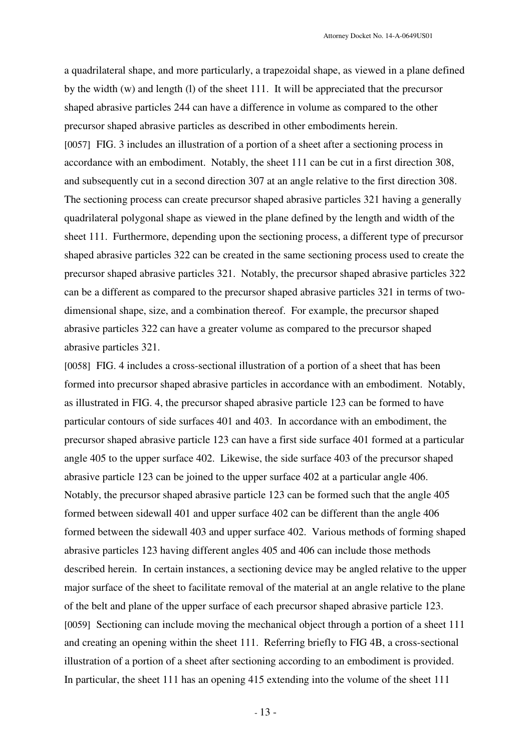a quadrilateral shape, and more particularly, a trapezoidal shape, as viewed in a plane defined by the width (w) and length (l) of the sheet 111. It will be appreciated that the precursor shaped abrasive particles 244 can have a difference in volume as compared to the other precursor shaped abrasive particles as described in other embodiments herein.

[0057] FIG. 3 includes an illustration of a portion of a sheet after a sectioning process in accordance with an embodiment. Notably, the sheet 111 can be cut in a first direction 308, and subsequently cut in a second direction 307 at an angle relative to the first direction 308. The sectioning process can create precursor shaped abrasive particles 321 having a generally quadrilateral polygonal shape as viewed in the plane defined by the length and width of the sheet 111. Furthermore, depending upon the sectioning process, a different type of precursor shaped abrasive particles 322 can be created in the same sectioning process used to create the precursor shaped abrasive particles 321. Notably, the precursor shaped abrasive particles 322 can be a different as compared to the precursor shaped abrasive particles 321 in terms of two-dimensional shape, size, and a combination thereof. For example, the precursor shaped abrasive particles 322 can have a greater volume as compared to the precursor shaped abrasive particles 321.

[0058] FIG. 4 includes a cross-sectional illustration of a portion of a sheet that has been formed into precursor shaped abrasive particles in accordance with an embodiment. Notably, as illustrated in FIG. 4, the precursor shaped abrasive particle 123 can be formed to have particular contours of side surfaces 401 and 403. In accordance with an embodiment, the precursor shaped abrasive particle 123 can have a first side surface 401 formed at a particular angle 405 to the upper surface 402. Likewise, the side surface 403 of the precursor shaped abrasive particle 123 can be joined to the upper surface 402 at a particular angle 406. Notably, the precursor shaped abrasive particle 123 can be formed such that the angle 405 formed between sidewall 401 and upper surface 402 can be different than the angle 406 formed between the sidewall 403 and upper surface 402. Various methods of forming shaped abrasive particles 123 having different angles 405 and 406 can include those methods described herein. In certain instances, a sectioning device may be angled relative to the upper major surface of the sheet to facilitate removal of the material at an angle relative to the plane of the belt and plane of the upper surface of each precursor shaped abrasive particle 123.

[0059] Sectioning can include moving the mechanical object through a portion of a sheet 111 and creating an opening within the sheet 111. Referring briefly to FIG 4B, a cross-sectional illustration of a portion of a sheet after sectioning according to an embodiment is provided. In particular, the sheet 111 has an opening 415 extending into the volume of the sheet 111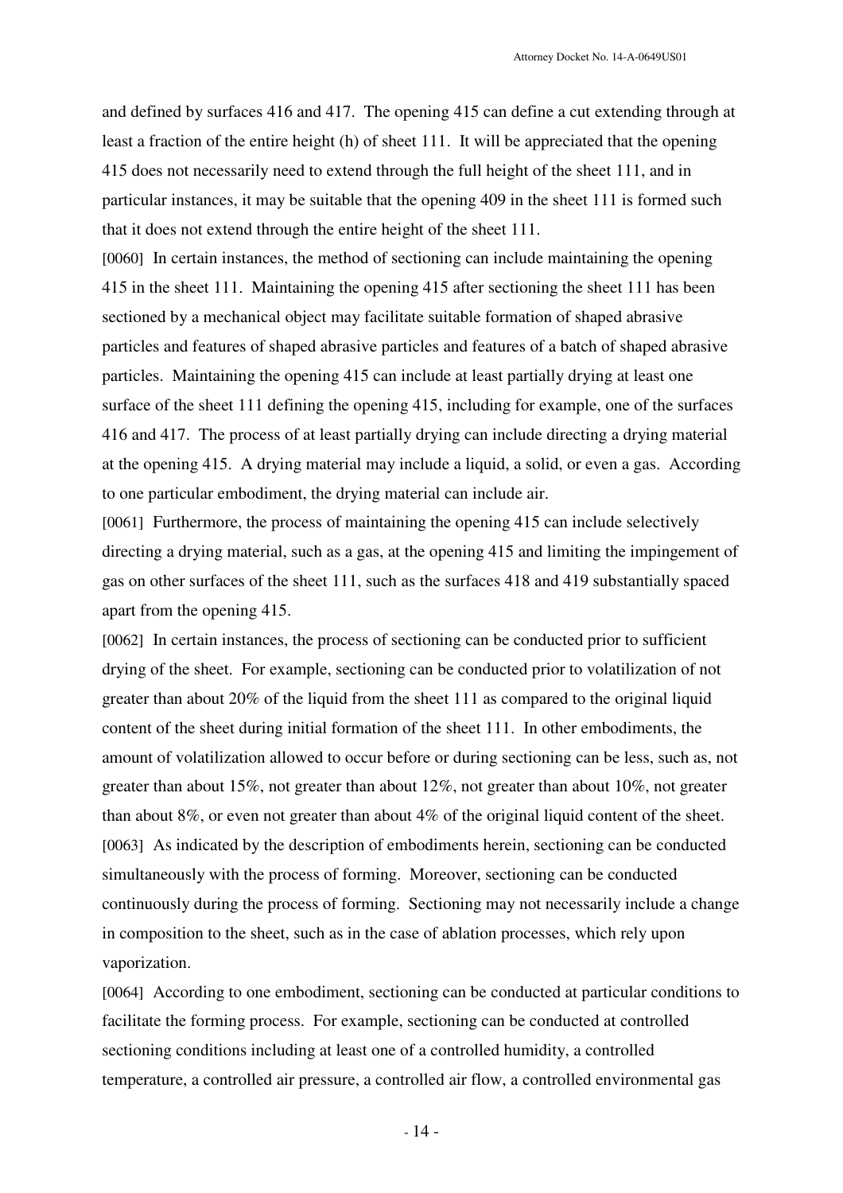and defined by surfaces 416 and 417. The opening 415 can define a cut extending through at least a fraction of the entire height (h) of sheet 111. It will be appreciated that the opening 415 does not necessarily need to extend through the full height of the sheet 111, and in particular instances, it may be suitable that the opening 409 in the sheet 111 is formed such that it does not extend through the entire height of the sheet 111.

[0060] In certain instances, the method of sectioning can include maintaining the opening 415 in the sheet 111. Maintaining the opening 415 after sectioning the sheet 111 has been sectioned by a mechanical object may facilitate suitable formation of shaped abrasive particles and features of shaped abrasive particles and features of a batch of shaped abrasive particles. Maintaining the opening 415 can include at least partially drying at least one surface of the sheet 111 defining the opening 415, including for example, one of the surfaces 416 and 417. The process of at least partially drying can include directing a drying material at the opening 415. A drying material may include a liquid, a solid, or even a gas. According to one particular embodiment, the drying material can include air.

[0061] Furthermore, the process of maintaining the opening 415 can include selectively directing a drying material, such as a gas, at the opening 415 and limiting the impingement of gas on other surfaces of the sheet 111, such as the surfaces 418 and 419 substantially spaced apart from the opening 415.

[0062] In certain instances, the process of sectioning can be conducted prior to sufficient drying of the sheet. For example, sectioning can be conducted prior to volatilization of not greater than about 20% of the liquid from the sheet 111 as compared to the original liquid content of the sheet during initial formation of the sheet 111. In other embodiments, the amount of volatilization allowed to occur before or during sectioning can be less, such as, not greater than about 15%, not greater than about 12%, not greater than about 10%, not greater than about 8%, or even not greater than about 4% of the original liquid content of the sheet.

[0063] As indicated by the description of embodiments herein, sectioning can be conducted simultaneously with the process of forming. Moreover, sectioning can be conducted continuously during the process of forming. Sectioning may not necessarily include a change in composition to the sheet, such as in the case of ablation processes, which rely upon vaporization.

[0064] According to one embodiment, sectioning can be conducted at particular conditions to facilitate the forming process. For example, sectioning can be conducted at controlled sectioning conditions including at least one of a controlled humidity, a controlled temperature, a controlled air pressure, a controlled air flow, a controlled environmental gas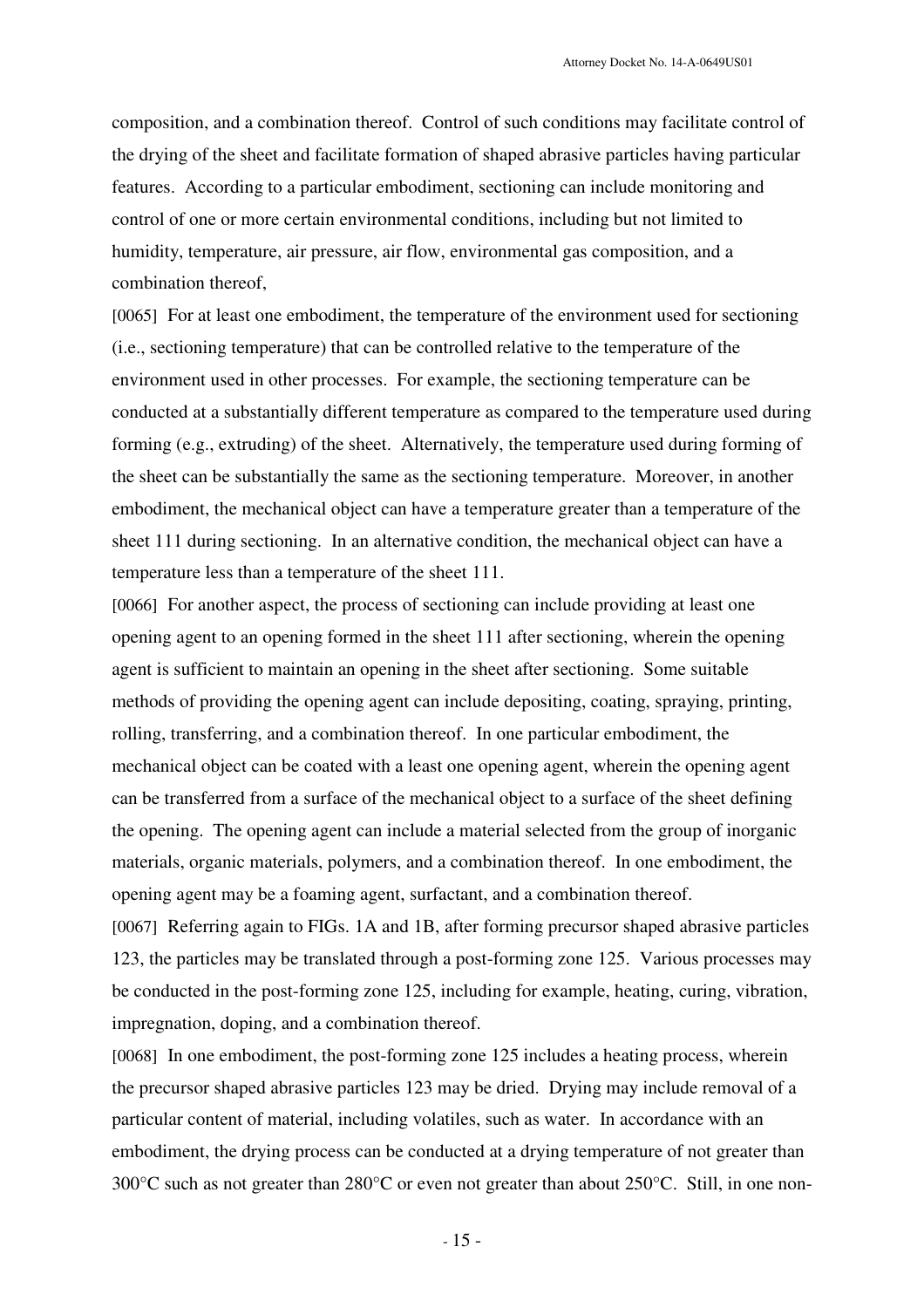composition, and a combination thereof. Control of such conditions may facilitate control of the drying of the sheet and facilitate formation of shaped abrasive particles having particular features. According to a particular embodiment, sectioning can include monitoring and control of one or more certain environmental conditions, including but not limited to humidity, temperature, air pressure, air flow, environmental gas composition, and a combination thereof,

[0065] For at least one embodiment, the temperature of the environment used for sectioning (i.e., sectioning temperature) that can be controlled relative to the temperature of the environment used in other processes. For example, the sectioning temperature can be conducted at a substantially different temperature as compared to the temperature used during forming (e.g., extruding) of the sheet. Alternatively, the temperature used during forming of the sheet can be substantially the same as the sectioning temperature. Moreover, in another embodiment, the mechanical object can have a temperature greater than a temperature of the sheet 111 during sectioning. In an alternative condition, the mechanical object can have a temperature less than a temperature of the sheet 111.

[0066] For another aspect, the process of sectioning can include providing at least one opening agent to an opening formed in the sheet 111 after sectioning, wherein the opening agent is sufficient to maintain an opening in the sheet after sectioning. Some suitable methods of providing the opening agent can include depositing, coating, spraying, printing, rolling, transferring, and a combination thereof. In one particular embodiment, the mechanical object can be coated with a least one opening agent, wherein the opening agent can be transferred from a surface of the mechanical object to a surface of the sheet defining the opening. The opening agent can include a material selected from the group of inorganic materials, organic materials, polymers, and a combination thereof. In one embodiment, the opening agent may be a foaming agent, surfactant, and a combination thereof.

[0067] Referring again to FIGs. 1A and 1B, after forming precursor shaped abrasive particles 123, the particles may be translated through a post-forming zone 125. Various processes may be conducted in the post-forming zone 125, including for example, heating, curing, vibration, impregnation, doping, and a combination thereof.

[0068] In one embodiment, the post-forming zone 125 includes a heating process, wherein the precursor shaped abrasive particles 123 may be dried. Drying may include removal of a particular content of material, including volatiles, such as water. In accordance with an embodiment, the drying process can be conducted at a drying temperature of not greater than 300°C such as not greater than 280°C or even not greater than about 250°C. Still, in one non-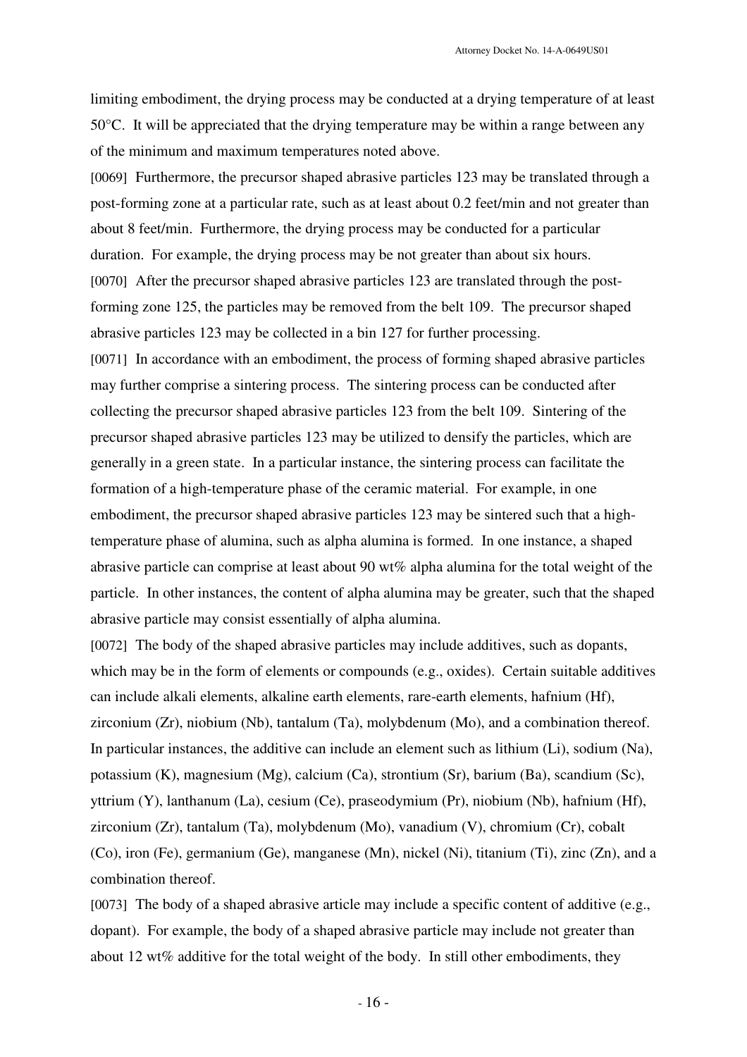limiting embodiment, the drying process may be conducted at a drying temperature of at least 50°C. It will be appreciated that the drying temperature may be within a range between any of the minimum and maximum temperatures noted above.

[0069] Furthermore, the precursor shaped abrasive particles 123 may be translated through a post-forming zone at a particular rate, such as at least about 0.2 feet/min and not greater than about 8 feet/min. Furthermore, the drying process may be conducted for a particular duration. For example, the drying process may be not greater than about six hours.

[0070] After the precursor shaped abrasive particles 123 are translated through the post-forming zone 125, the particles may be removed from the belt 109. The precursor shaped abrasive particles 123 may be collected in a bin 127 for further processing.

[0071] In accordance with an embodiment, the process of forming shaped abrasive particles may further comprise a sintering process. The sintering process can be conducted after collecting the precursor shaped abrasive particles 123 from the belt 109. Sintering of the precursor shaped abrasive particles 123 may be utilized to densify the particles, which are generally in a green state. In a particular instance, the sintering process can facilitate the formation of a high-temperature phase of the ceramic material. For example, in one embodiment, the precursor shaped abrasive particles 123 may be sintered such that a high-temperature phase of alumina, such as alpha alumina is formed. In one instance, a shaped abrasive particle can comprise at least about 90 wt% alpha alumina for the total weight of the particle. In other instances, the content of alpha alumina may be greater, such that the shaped abrasive particle may consist essentially of alpha alumina.

[0072] The body of the shaped abrasive particles may include additives, such as dopants, which may be in the form of elements or compounds (e.g., oxides). Certain suitable additives can include alkali elements, alkaline earth elements, rare-earth elements, hafnium (Hf), zirconium (Zr), niobium (Nb), tantalum (Ta), molybdenum (Mo), and a combination thereof. In particular instances, the additive can include an element such as lithium (Li), sodium (Na), potassium (K), magnesium (Mg), calcium (Ca), strontium (Sr), barium (Ba), scandium (Sc), yttrium (Y), lanthanum (La), cesium (Ce), praseodymium (Pr), niobium (Nb), hafnium (Hf), zirconium (Zr), tantalum (Ta), molybdenum (Mo), vanadium (V), chromium (Cr), cobalt (Co), iron (Fe), germanium (Ge), manganese (Mn), nickel (Ni), titanium (Ti), zinc (Zn), and a combination thereof.

[0073] The body of a shaped abrasive article may include a specific content of additive (e.g., dopant). For example, the body of a shaped abrasive particle may include not greater than about 12 wt% additive for the total weight of the body. In still other embodiments, they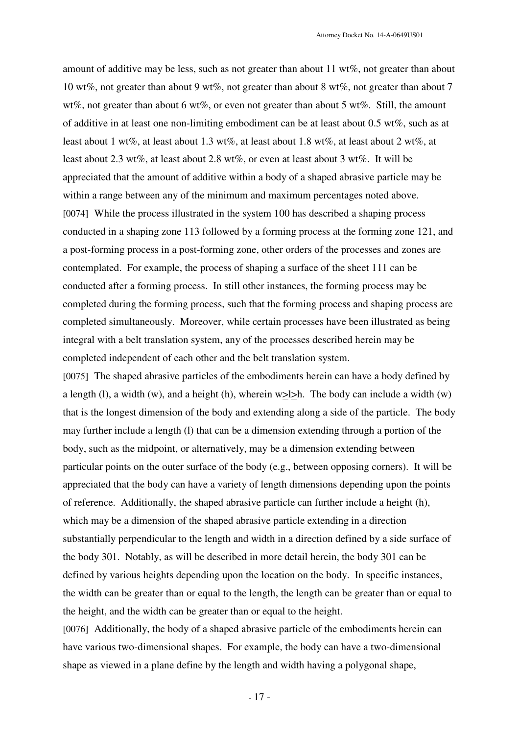amount of additive may be less, such as not greater than about 11 wt%, not greater than about 10 wt%, not greater than about 9 wt%, not greater than about 8 wt%, not greater than about 7 wt%, not greater than about 6 wt%, or even not greater than about 5 wt%. Still, the amount of additive in at least one non-limiting embodiment can be at least about 0.5 wt%, such as at least about 1 wt%, at least about 1.3 wt%, at least about 1.8 wt%, at least about 2 wt%, at least about 2.3 wt%, at least about 2.8 wt%, or even at least about 3 wt%. It will be appreciated that the amount of additive within a body of a shaped abrasive particle may be within a range between any of the minimum and maximum percentages noted above.

[0074] While the process illustrated in the system 100 has described a shaping process conducted in a shaping zone 113 followed by a forming process at the forming zone 121, and a post-forming process in a post-forming zone, other orders of the processes and zones are contemplated. For example, the process of shaping a surface of the sheet 111 can be conducted after a forming process. In still other instances, the forming process may be completed during the forming process, such that the forming process and shaping process are completed simultaneously. Moreover, while certain processes have been illustrated as being integral with a belt translation system, any of the processes described herein may be completed independent of each other and the belt translation system.

[0075] The shaped abrasive particles of the embodiments herein can have a body defined by a length (l), a width (w), and a height (h), wherein $w \geq l \geq h$. The body can include a width (w) that is the longest dimension of the body and extending along a side of the particle. The body may further include a length (l) that can be a dimension extending through a portion of the body, such as the midpoint, or alternatively, may be a dimension extending between particular points on the outer surface of the body (e.g., between opposing corners). It will be appreciated that the body can have a variety of length dimensions depending upon the points of reference. Additionally, the shaped abrasive particle can further include a height (h), which may be a dimension of the shaped abrasive particle extending in a direction substantially perpendicular to the length and width in a direction defined by a side surface of the body 301. Notably, as will be described in more detail herein, the body 301 can be defined by various heights depending upon the location on the body. In specific instances, the width can be greater than or equal to the length, the length can be greater than or equal to the height, and the width can be greater than or equal to the height.

[0076] Additionally, the body of a shaped abrasive particle of the embodiments herein can have various two-dimensional shapes. For example, the body can have a two-dimensional shape as viewed in a plane define by the length and width having a polygonal shape,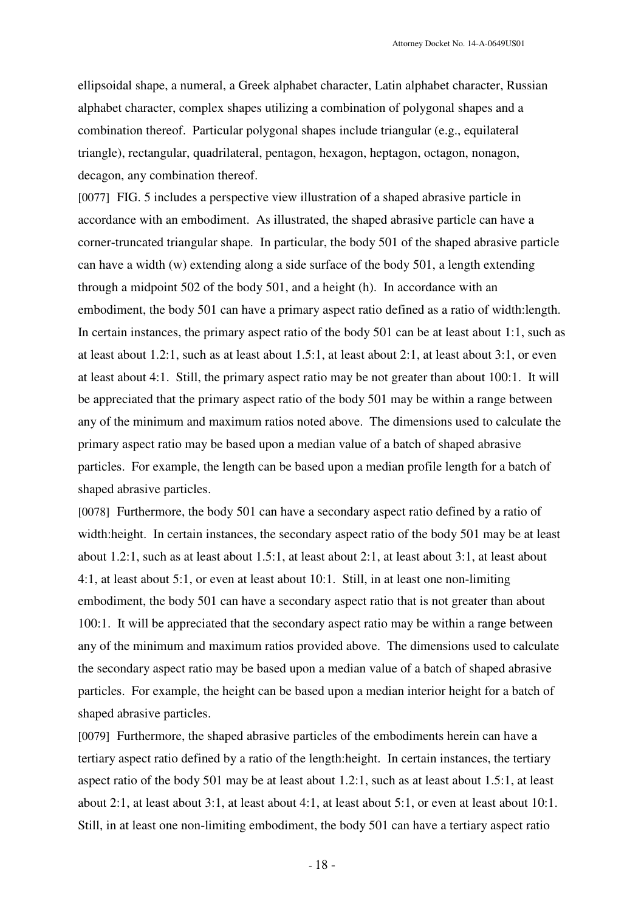ellipsoidal shape, a numeral, a Greek alphabet character, Latin alphabet character, Russian alphabet character, complex shapes utilizing a combination of polygonal shapes and a combination thereof. Particular polygonal shapes include triangular (e.g., equilateral triangle), rectangular, quadrilateral, pentagon, hexagon, heptagon, octagon, nonagon, decagon, any combination thereof.

[0077] FIG. 5 includes a perspective view illustration of a shaped abrasive particle in accordance with an embodiment. As illustrated, the shaped abrasive particle can have a corner-truncated triangular shape. In particular, the body 501 of the shaped abrasive particle can have a width (w) extending along a side surface of the body 501, a length extending through a midpoint 502 of the body 501, and a height (h). In accordance with an embodiment, the body 501 can have a primary aspect ratio defined as a ratio of width:length. In certain instances, the primary aspect ratio of the body 501 can be at least about 1:1, such as at least about 1.2:1, such as at least about 1.5:1, at least about 2:1, at least about 3:1, or even at least about 4:1. Still, the primary aspect ratio may be not greater than about 100:1. It will be appreciated that the primary aspect ratio of the body 501 may be within a range between any of the minimum and maximum ratios noted above. The dimensions used to calculate the primary aspect ratio may be based upon a median value of a batch of shaped abrasive particles. For example, the length can be based upon a median profile length for a batch of shaped abrasive particles.

[0078] Furthermore, the body 501 can have a secondary aspect ratio defined by a ratio of width:height. In certain instances, the secondary aspect ratio of the body 501 may be at least about 1.2:1, such as at least about 1.5:1, at least about 2:1, at least about 3:1, at least about 4:1, at least about 5:1, or even at least about 10:1. Still, in at least one non-limiting embodiment, the body 501 can have a secondary aspect ratio that is not greater than about 100:1. It will be appreciated that the secondary aspect ratio may be within a range between any of the minimum and maximum ratios provided above. The dimensions used to calculate the secondary aspect ratio may be based upon a median value of a batch of shaped abrasive particles. For example, the height can be based upon a median interior height for a batch of shaped abrasive particles.

[0079] Furthermore, the shaped abrasive particles of the embodiments herein can have a tertiary aspect ratio defined by a ratio of the length:height. In certain instances, the tertiary aspect ratio of the body 501 may be at least about 1.2:1, such as at least about 1.5:1, at least about 2:1, at least about 3:1, at least about 4:1, at least about 5:1, or even at least about 10:1. Still, in at least one non-limiting embodiment, the body 501 can have a tertiary aspect ratio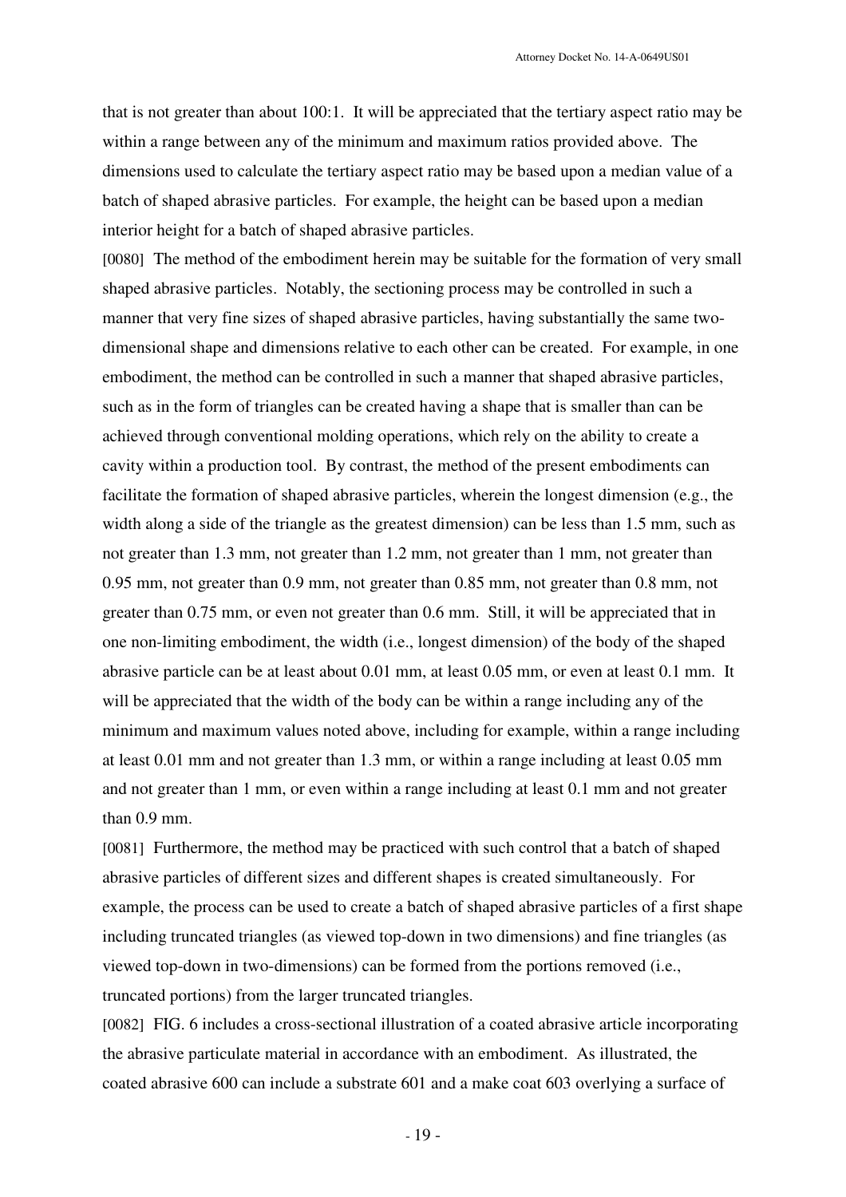that is not greater than about 100:1. It will be appreciated that the tertiary aspect ratio may be within a range between any of the minimum and maximum ratios provided above. The dimensions used to calculate the tertiary aspect ratio may be based upon a median value of a batch of shaped abrasive particles. For example, the height can be based upon a median interior height for a batch of shaped abrasive particles.

[0080] The method of the embodiment herein may be suitable for the formation of very small shaped abrasive particles. Notably, the sectioning process may be controlled in such a manner that very fine sizes of shaped abrasive particles, having substantially the same two-dimensional shape and dimensions relative to each other can be created. For example, in one embodiment, the method can be controlled in such a manner that shaped abrasive particles, such as in the form of triangles can be created having a shape that is smaller than can be achieved through conventional molding operations, which rely on the ability to create a cavity within a production tool. By contrast, the method of the present embodiments can facilitate the formation of shaped abrasive particles, wherein the longest dimension (e.g., the width along a side of the triangle as the greatest dimension) can be less than 1.5 mm, such as not greater than 1.3 mm, not greater than 1.2 mm, not greater than 1 mm, not greater than 0.95 mm, not greater than 0.9 mm, not greater than 0.85 mm, not greater than 0.8 mm, not greater than 0.75 mm, or even not greater than 0.6 mm. Still, it will be appreciated that in one non-limiting embodiment, the width (i.e., longest dimension) of the body of the shaped abrasive particle can be at least about 0.01 mm, at least 0.05 mm, or even at least 0.1 mm. It will be appreciated that the width of the body can be within a range including any of the minimum and maximum values noted above, including for example, within a range including at least 0.01 mm and not greater than 1.3 mm, or within a range including at least 0.05 mm and not greater than 1 mm, or even within a range including at least 0.1 mm and not greater than 0.9 mm.

[0081] Furthermore, the method may be practiced with such control that a batch of shaped abrasive particles of different sizes and different shapes is created simultaneously. For example, the process can be used to create a batch of shaped abrasive particles of a first shape including truncated triangles (as viewed top-down in two dimensions) and fine triangles (as viewed top-down in two-dimensions) can be formed from the portions removed (i.e., truncated portions) from the larger truncated triangles.

[0082] FIG. 6 includes a cross-sectional illustration of a coated abrasive article incorporating the abrasive particulate material in accordance with an embodiment. As illustrated, the coated abrasive 600 can include a substrate 601 and a make coat 603 overlying a surface of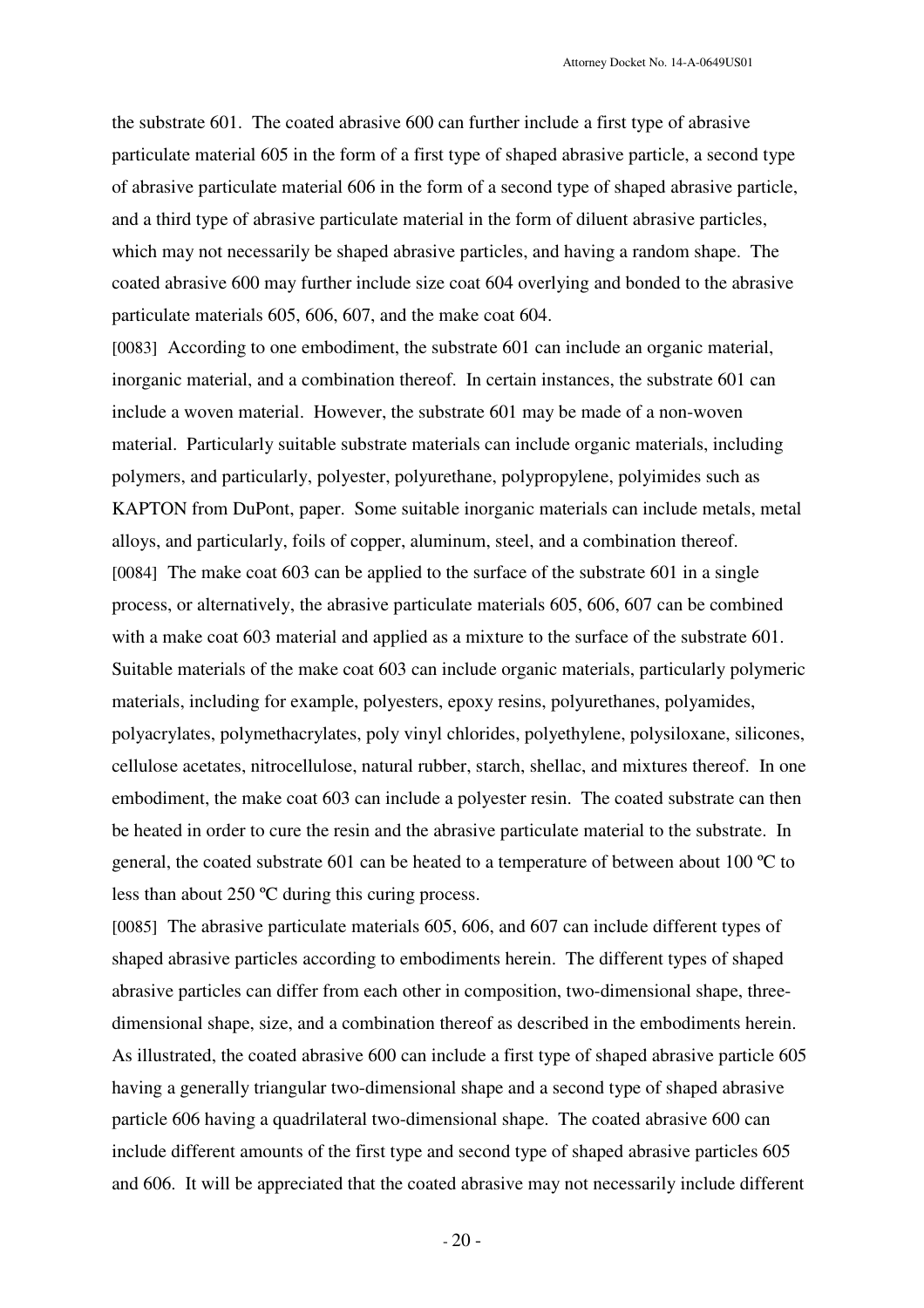the substrate 601. The coated abrasive 600 can further include a first type of abrasive particulate material 605 in the form of a first type of shaped abrasive particle, a second type of abrasive particulate material 606 in the form of a second type of shaped abrasive particle, and a third type of abrasive particulate material in the form of diluent abrasive particles, which may not necessarily be shaped abrasive particles, and having a random shape. The coated abrasive 600 may further include size coat 604 overlying and bonded to the abrasive particulate materials 605, 606, 607, and the make coat 604.

[0083] According to one embodiment, the substrate 601 can include an organic material, inorganic material, and a combination thereof. In certain instances, the substrate 601 can include a woven material. However, the substrate 601 may be made of a non-woven material. Particularly suitable substrate materials can include organic materials, including polymers, and particularly, polyester, polyurethane, polypropylene, polyimides such as KAPTON from DuPont, paper. Some suitable inorganic materials can include metals, metal alloys, and particularly, foils of copper, aluminum, steel, and a combination thereof.

[0084] The make coat 603 can be applied to the surface of the substrate 601 in a single process, or alternatively, the abrasive particulate materials 605, 606, 607 can be combined with a make coat 603 material and applied as a mixture to the surface of the substrate 601. Suitable materials of the make coat 603 can include organic materials, particularly polymeric materials, including for example, polyesters, epoxy resins, polyurethanes, polyamides, polyacrylates, polymethacrylates, poly vinyl chlorides, polyethylene, polysiloxane, silicones, cellulose acetates, nitrocellulose, natural rubber, starch, shellac, and mixtures thereof. In one embodiment, the make coat 603 can include a polyester resin. The coated substrate can then be heated in order to cure the resin and the abrasive particulate material to the substrate. In general, the coated substrate 601 can be heated to a temperature of between about 100 ºC to less than about 250 ºC during this curing process.

[0085] The abrasive particulate materials 605, 606, and 607 can include different types of shaped abrasive particles according to embodiments herein. The different types of shaped abrasive particles can differ from each other in composition, two-dimensional shape, three-dimensional shape, size, and a combination thereof as described in the embodiments herein. As illustrated, the coated abrasive 600 can include a first type of shaped abrasive particle 605 having a generally triangular two-dimensional shape and a second type of shaped abrasive particle 606 having a quadrilateral two-dimensional shape. The coated abrasive 600 can include different amounts of the first type and second type of shaped abrasive particles 605 and 606. It will be appreciated that the coated abrasive may not necessarily include different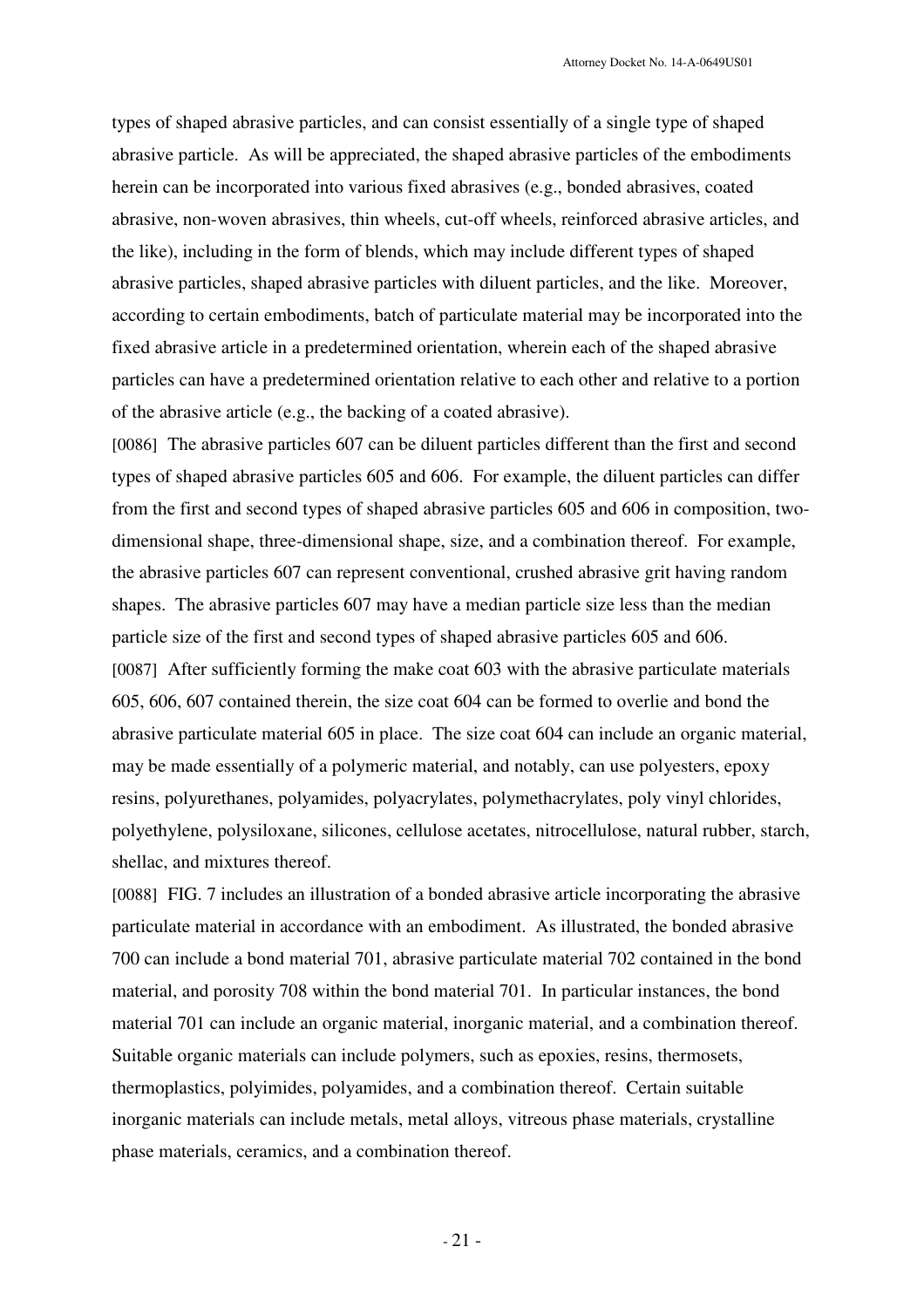types of shaped abrasive particles, and can consist essentially of a single type of shaped abrasive particle. As will be appreciated, the shaped abrasive particles of the embodiments herein can be incorporated into various fixed abrasives (e.g., bonded abrasives, coated abrasive, non-woven abrasives, thin wheels, cut-off wheels, reinforced abrasive articles, and the like), including in the form of blends, which may include different types of shaped abrasive particles, shaped abrasive particles with diluent particles, and the like. Moreover, according to certain embodiments, batch of particulate material may be incorporated into the fixed abrasive article in a predetermined orientation, wherein each of the shaped abrasive particles can have a predetermined orientation relative to each other and relative to a portion of the abrasive article (e.g., the backing of a coated abrasive).

[0086] The abrasive particles 607 can be diluent particles different than the first and second types of shaped abrasive particles 605 and 606. For example, the diluent particles can differ from the first and second types of shaped abrasive particles 605 and 606 in composition, two-dimensional shape, three-dimensional shape, size, and a combination thereof. For example, the abrasive particles 607 can represent conventional, crushed abrasive grit having random shapes. The abrasive particles 607 may have a median particle size less than the median particle size of the first and second types of shaped abrasive particles 605 and 606.

[0087] After sufficiently forming the make coat 603 with the abrasive particulate materials 605, 606, 607 contained therein, the size coat 604 can be formed to overlie and bond the abrasive particulate material 605 in place. The size coat 604 can include an organic material, may be made essentially of a polymeric material, and notably, can use polyesters, epoxy resins, polyurethanes, polyamides, polyacrylates, polymethacrylates, poly vinyl chlorides, polyethylene, polysiloxane, silicones, cellulose acetates, nitrocellulose, natural rubber, starch, shellac, and mixtures thereof.

[0088] FIG. 7 includes an illustration of a bonded abrasive article incorporating the abrasive particulate material in accordance with an embodiment. As illustrated, the bonded abrasive 700 can include a bond material 701, abrasive particulate material 702 contained in the bond material, and porosity 708 within the bond material 701. In particular instances, the bond material 701 can include an organic material, inorganic material, and a combination thereof. Suitable organic materials can include polymers, such as epoxies, resins, thermosets, thermoplastics, polyimides, polyamides, and a combination thereof. Certain suitable inorganic materials can include metals, metal alloys, vitreous phase materials, crystalline phase materials, ceramics, and a combination thereof.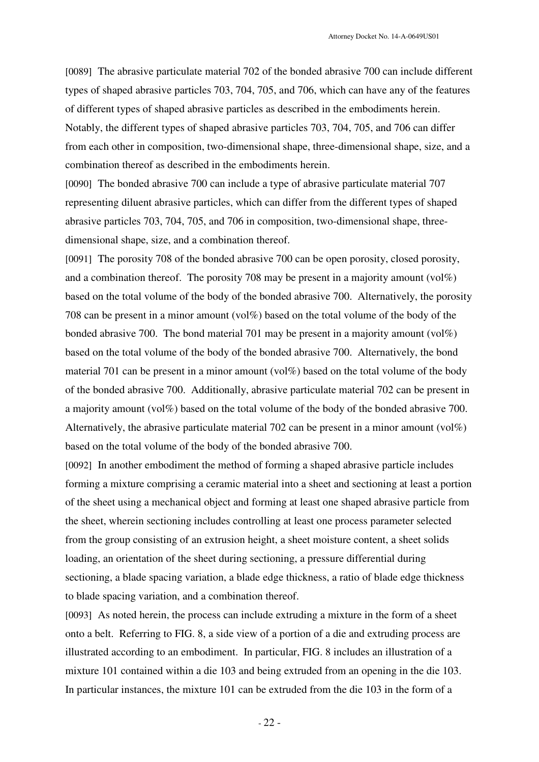[0089] The abrasive particulate material 702 of the bonded abrasive 700 can include different types of shaped abrasive particles 703, 704, 705, and 706, which can have any of the features of different types of shaped abrasive particles as described in the embodiments herein. Notably, the different types of shaped abrasive particles 703, 704, 705, and 706 can differ from each other in composition, two-dimensional shape, three-dimensional shape, size, and a combination thereof as described in the embodiments herein.

[0090] The bonded abrasive 700 can include a type of abrasive particulate material 707 representing diluent abrasive particles, which can differ from the different types of shaped abrasive particles 703, 704, 705, and 706 in composition, two-dimensional shape, three-dimensional shape, size, and a combination thereof.

[0091] The porosity 708 of the bonded abrasive 700 can be open porosity, closed porosity, and a combination thereof. The porosity 708 may be present in a majority amount (vol%) based on the total volume of the body of the bonded abrasive 700. Alternatively, the porosity 708 can be present in a minor amount (vol%) based on the total volume of the body of the bonded abrasive 700. The bond material 701 may be present in a majority amount (vol%) based on the total volume of the body of the bonded abrasive 700. Alternatively, the bond material 701 can be present in a minor amount (vol%) based on the total volume of the body of the bonded abrasive 700. Additionally, abrasive particulate material 702 can be present in a majority amount (vol%) based on the total volume of the body of the bonded abrasive 700. Alternatively, the abrasive particulate material 702 can be present in a minor amount (vol%) based on the total volume of the body of the bonded abrasive 700.

[0092] In another embodiment the method of forming a shaped abrasive particle includes forming a mixture comprising a ceramic material into a sheet and sectioning at least a portion of the sheet using a mechanical object and forming at least one shaped abrasive particle from the sheet, wherein sectioning includes controlling at least one process parameter selected from the group consisting of an extrusion height, a sheet moisture content, a sheet solids loading, an orientation of the sheet during sectioning, a pressure differential during sectioning, a blade spacing variation, a blade edge thickness, a ratio of blade edge thickness to blade spacing variation, and a combination thereof.

[0093] As noted herein, the process can include extruding a mixture in the form of a sheet onto a belt. Referring to FIG. 8, a side view of a portion of a die and extruding process are illustrated according to an embodiment. In particular, FIG. 8 includes an illustration of a mixture 101 contained within a die 103 and being extruded from an opening in the die 103. In particular instances, the mixture 101 can be extruded from the die 103 in the form of a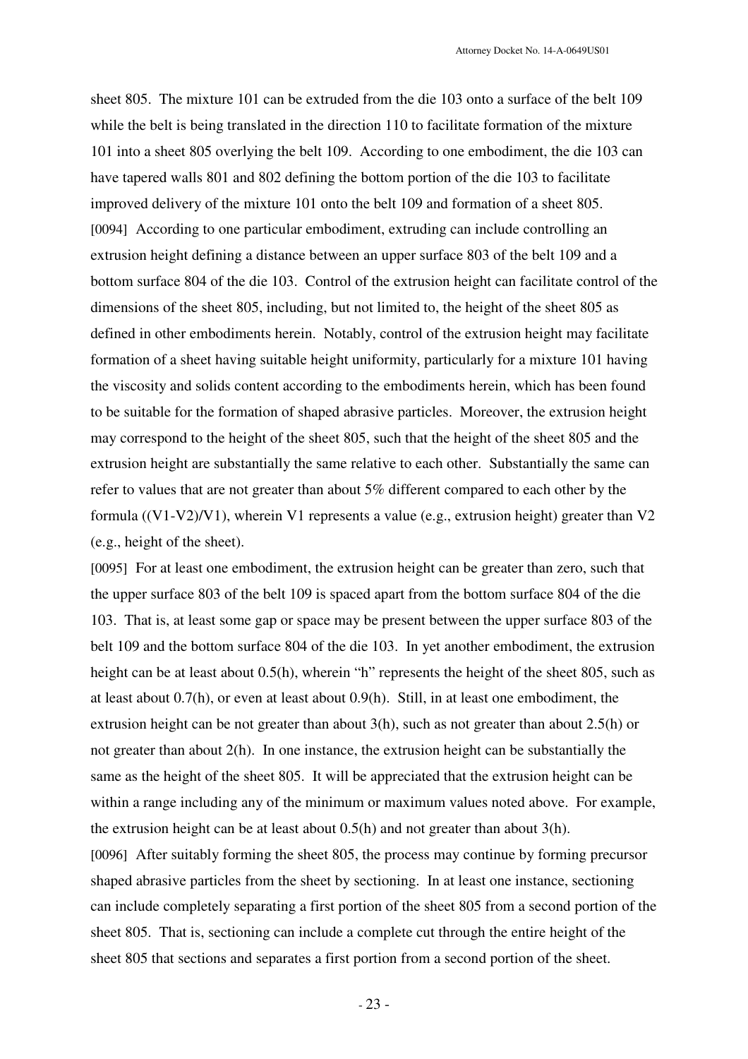sheet 805. The mixture 101 can be extruded from the die 103 onto a surface of the belt 109 while the belt is being translated in the direction 110 to facilitate formation of the mixture 101 into a sheet 805 overlying the belt 109. According to one embodiment, the die 103 can have tapered walls 801 and 802 defining the bottom portion of the die 103 to facilitate improved delivery of the mixture 101 onto the belt 109 and formation of a sheet 805.

[0094] According to one particular embodiment, extruding can include controlling an extrusion height defining a distance between an upper surface 803 of the belt 109 and a bottom surface 804 of the die 103. Control of the extrusion height can facilitate control of the dimensions of the sheet 805, including, but not limited to, the height of the sheet 805 as defined in other embodiments herein. Notably, control of the extrusion height may facilitate formation of a sheet having suitable height uniformity, particularly for a mixture 101 having the viscosity and solids content according to the embodiments herein, which has been found to be suitable for the formation of shaped abrasive particles. Moreover, the extrusion height may correspond to the height of the sheet 805, such that the height of the sheet 805 and the extrusion height are substantially the same relative to each other. Substantially the same can refer to values that are not greater than about 5% different compared to each other by the formula $((V1-V2)/V1)$, wherein V1 represents a value (e.g., extrusion height) greater than V2 (e.g., height of the sheet).

[0095] For at least one embodiment, the extrusion height can be greater than zero, such that the upper surface 803 of the belt 109 is spaced apart from the bottom surface 804 of the die 103. That is, at least some gap or space may be present between the upper surface 803 of the belt 109 and the bottom surface 804 of the die 103. In yet another embodiment, the extrusion height can be at least about 0.5(h), wherein "h" represents the height of the sheet 805, such as at least about 0.7(h), or even at least about 0.9(h). Still, in at least one embodiment, the extrusion height can be not greater than about 3(h), such as not greater than about 2.5(h) or not greater than about 2(h). In one instance, the extrusion height can be substantially the same as the height of the sheet 805. It will be appreciated that the extrusion height can be within a range including any of the minimum or maximum values noted above. For example, the extrusion height can be at least about 0.5(h) and not greater than about 3(h).

[0096] After suitably forming the sheet 805, the process may continue by forming precursor shaped abrasive particles from the sheet by sectioning. In at least one instance, sectioning can include completely separating a first portion of the sheet 805 from a second portion of the sheet 805. That is, sectioning can include a complete cut through the entire height of the sheet 805 that sections and separates a first portion from a second portion of the sheet.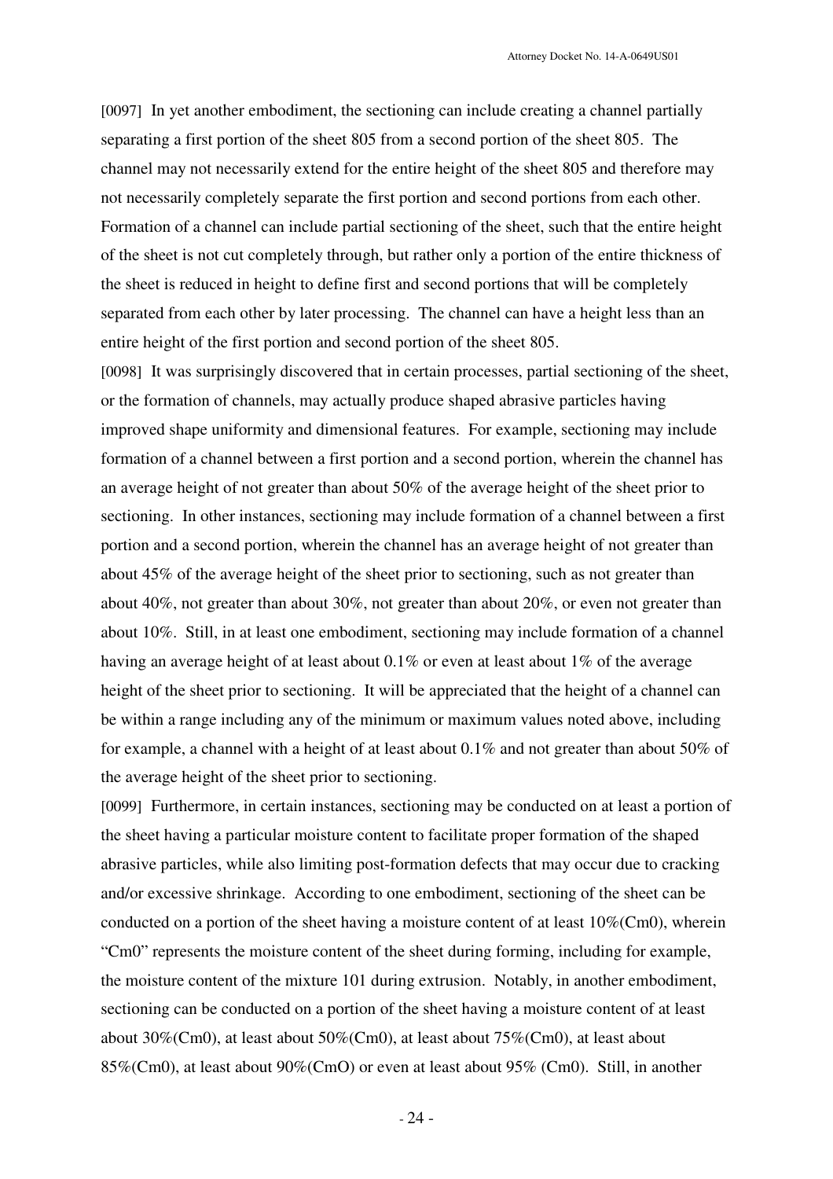[0097] In yet another embodiment, the sectioning can include creating a channel partially separating a first portion of the sheet 805 from a second portion of the sheet 805. The channel may not necessarily extend for the entire height of the sheet 805 and therefore may not necessarily completely separate the first portion and second portions from each other. Formation of a channel can include partial sectioning of the sheet, such that the entire height of the sheet is not cut completely through, but rather only a portion of the entire thickness of the sheet is reduced in height to define first and second portions that will be completely separated from each other by later processing. The channel can have a height less than an entire height of the first portion and second portion of the sheet 805.

[0098] It was surprisingly discovered that in certain processes, partial sectioning of the sheet, or the formation of channels, may actually produce shaped abrasive particles having improved shape uniformity and dimensional features. For example, sectioning may include formation of a channel between a first portion and a second portion, wherein the channel has an average height of not greater than about 50% of the average height of the sheet prior to sectioning. In other instances, sectioning may include formation of a channel between a first portion and a second portion, wherein the channel has an average height of not greater than about 45% of the average height of the sheet prior to sectioning, such as not greater than about 40%, not greater than about 30%, not greater than about 20%, or even not greater than about 10%. Still, in at least one embodiment, sectioning may include formation of a channel having an average height of at least about 0.1% or even at least about 1% of the average height of the sheet prior to sectioning. It will be appreciated that the height of a channel can be within a range including any of the minimum or maximum values noted above, including for example, a channel with a height of at least about 0.1% and not greater than about 50% of the average height of the sheet prior to sectioning.

[0099] Furthermore, in certain instances, sectioning may be conducted on at least a portion of the sheet having a particular moisture content to facilitate proper formation of the shaped abrasive particles, while also limiting post-formation defects that may occur due to cracking and/or excessive shrinkage. According to one embodiment, sectioning of the sheet can be conducted on a portion of the sheet having a moisture content of at least 10%(Cm0), wherein "Cm0" represents the moisture content of the sheet during forming, including for example, the moisture content of the mixture 101 during extrusion. Notably, in another embodiment, sectioning can be conducted on a portion of the sheet having a moisture content of at least about 30%(Cm0), at least about 50%(Cm0), at least about 75%(Cm0), at least about 85%(Cm0), at least about 90%(CmO) or even at least about 95% (Cm0). Still, in another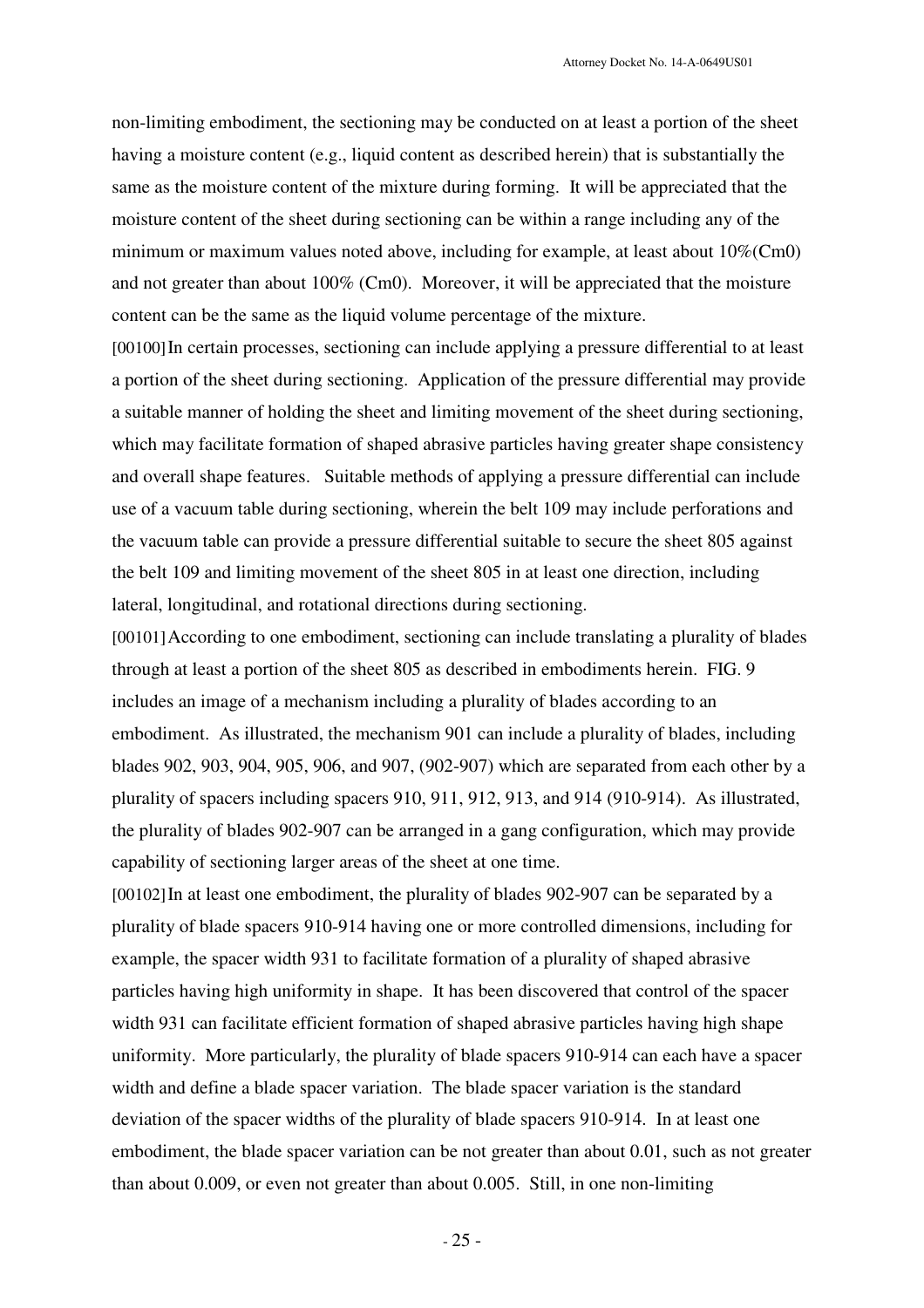non-limiting embodiment, the sectioning may be conducted on at least a portion of the sheet having a moisture content (e.g., liquid content as described herein) that is substantially the same as the moisture content of the mixture during forming. It will be appreciated that the moisture content of the sheet during sectioning can be within a range including any of the minimum or maximum values noted above, including for example, at least about 10%(Cm0) and not greater than about 100% (Cm0). Moreover, it will be appreciated that the moisture content can be the same as the liquid volume percentage of the mixture.

[00100] In certain processes, sectioning can include applying a pressure differential to at least a portion of the sheet during sectioning. Application of the pressure differential may provide a suitable manner of holding the sheet and limiting movement of the sheet during sectioning, which may facilitate formation of shaped abrasive particles having greater shape consistency and overall shape features. Suitable methods of applying a pressure differential can include use of a vacuum table during sectioning, wherein the belt 109 may include perforations and the vacuum table can provide a pressure differential suitable to secure the sheet 805 against the belt 109 and limiting movement of the sheet 805 in at least one direction, including lateral, longitudinal, and rotational directions during sectioning.

[00101] According to one embodiment, sectioning can include translating a plurality of blades through at least a portion of the sheet 805 as described in embodiments herein. FIG. 9 includes an image of a mechanism including a plurality of blades according to an embodiment. As illustrated, the mechanism 901 can include a plurality of blades, including blades 902, 903, 904, 905, 906, and 907, (902-907) which are separated from each other by a plurality of spacers including spacers 910, 911, 912, 913, and 914 (910-914). As illustrated, the plurality of blades 902-907 can be arranged in a gang configuration, which may provide capability of sectioning larger areas of the sheet at one time.

[00102] In at least one embodiment, the plurality of blades 902-907 can be separated by a plurality of blade spacers 910-914 having one or more controlled dimensions, including for example, the spacer width 931 to facilitate formation of a plurality of shaped abrasive particles having high uniformity in shape. It has been discovered that control of the spacer width 931 can facilitate efficient formation of shaped abrasive particles having high shape uniformity. More particularly, the plurality of blade spacers 910-914 can each have a spacer width and define a blade spacer variation. The blade spacer variation is the standard deviation of the spacer widths of the plurality of blade spacers 910-914. In at least one embodiment, the blade spacer variation can be not greater than about 0.01, such as not greater than about 0.009, or even not greater than about 0.005. Still, in one non-limiting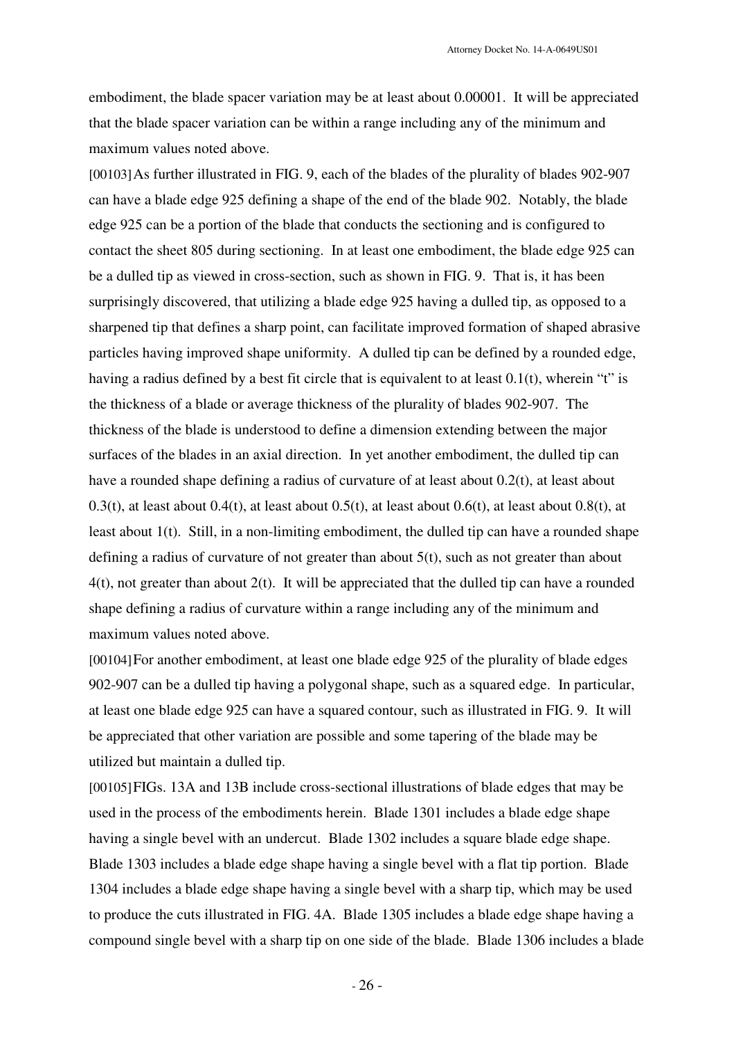embodiment, the blade spacer variation may be at least about 0.00001. It will be appreciated that the blade spacer variation can be within a range including any of the minimum and maximum values noted above.

[00103] As further illustrated in FIG. 9, each of the blades of the plurality of blades 902-907 can have a blade edge 925 defining a shape of the end of the blade 902. Notably, the blade edge 925 can be a portion of the blade that conducts the sectioning and is configured to contact the sheet 805 during sectioning. In at least one embodiment, the blade edge 925 can be a dulled tip as viewed in cross-section, such as shown in FIG. 9. That is, it has been surprisingly discovered, that utilizing a blade edge 925 having a dulled tip, as opposed to a sharpened tip that defines a sharp point, can facilitate improved formation of shaped abrasive particles having improved shape uniformity. A dulled tip can be defined by a rounded edge, having a radius defined by a best fit circle that is equivalent to at least 0.1(t), wherein "t" is the thickness of a blade or average thickness of the plurality of blades 902-907. The thickness of the blade is understood to define a dimension extending between the major surfaces of the blades in an axial direction. In yet another embodiment, the dulled tip can have a rounded shape defining a radius of curvature of at least about 0.2(t), at least about 0.3(t), at least about 0.4(t), at least about 0.5(t), at least about 0.6(t), at least about 0.8(t), at least about 1(t). Still, in a non-limiting embodiment, the dulled tip can have a rounded shape defining a radius of curvature of not greater than about 5(t), such as not greater than about 4(t), not greater than about 2(t). It will be appreciated that the dulled tip can have a rounded shape defining a radius of curvature within a range including any of the minimum and maximum values noted above.

[00104] For another embodiment, at least one blade edge 925 of the plurality of blade edges 902-907 can be a dulled tip having a polygonal shape, such as a squared edge. In particular, at least one blade edge 925 can have a squared contour, such as illustrated in FIG. 9. It will be appreciated that other variation are possible and some tapering of the blade may be utilized but maintain a dulled tip.

[00105] FIGs. 13A and 13B include cross-sectional illustrations of blade edges that may be used in the process of the embodiments herein. Blade 1301 includes a blade edge shape having a single bevel with an undercut. Blade 1302 includes a square blade edge shape. Blade 1303 includes a blade edge shape having a single bevel with a flat tip portion. Blade 1304 includes a blade edge shape having a single bevel with a sharp tip, which may be used to produce the cuts illustrated in FIG. 4A. Blade 1305 includes a blade edge shape having a compound single bevel with a sharp tip on one side of the blade. Blade 1306 includes a blade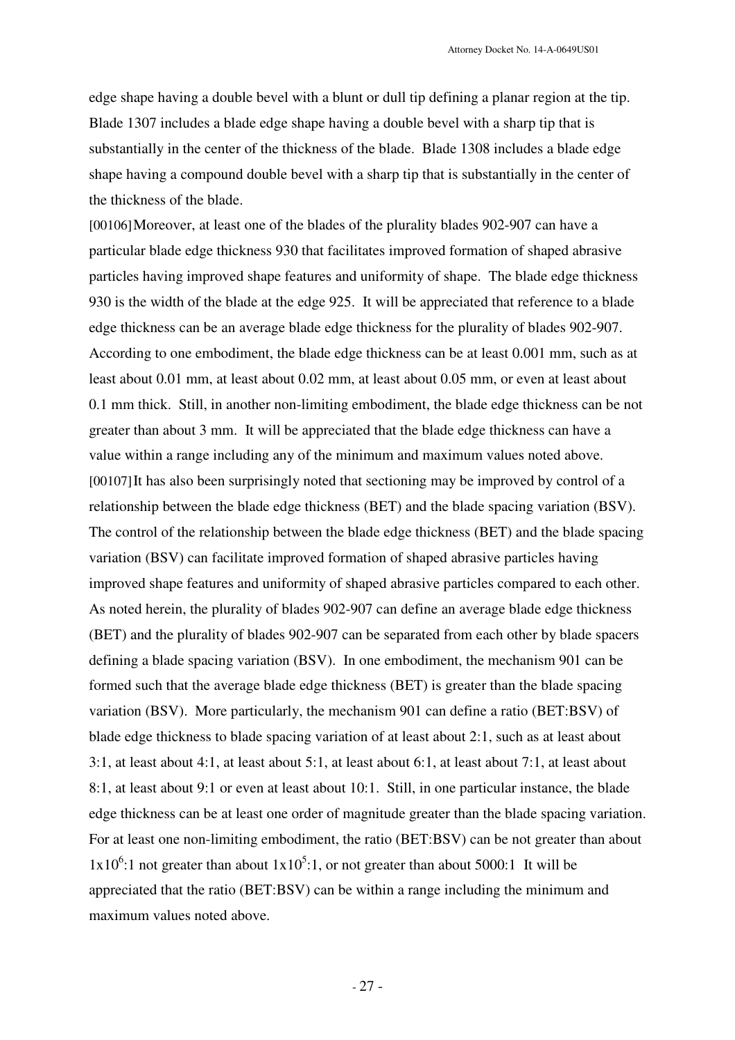edge shape having a double bevel with a blunt or dull tip defining a planar region at the tip. Blade 1307 includes a blade edge shape having a double bevel with a sharp tip that is substantially in the center of the thickness of the blade. Blade 1308 includes a blade edge shape having a compound double bevel with a sharp tip that is substantially in the center of the thickness of the blade.

[00106] Moreover, at least one of the blades of the plurality blades 902-907 can have a particular blade edge thickness 930 that facilitates improved formation of shaped abrasive particles having improved shape features and uniformity of shape. The blade edge thickness 930 is the width of the blade at the edge 925. It will be appreciated that reference to a blade edge thickness can be an average blade edge thickness for the plurality of blades 902-907. According to one embodiment, the blade edge thickness can be at least 0.001 mm, such as at least about 0.01 mm, at least about 0.02 mm, at least about 0.05 mm, or even at least about 0.1 mm thick. Still, in another non-limiting embodiment, the blade edge thickness can be not greater than about 3 mm. It will be appreciated that the blade edge thickness can have a value within a range including any of the minimum and maximum values noted above.

[00107] It has also been surprisingly noted that sectioning may be improved by control of a relationship between the blade edge thickness (BET) and the blade spacing variation (BSV). The control of the relationship between the blade edge thickness (BET) and the blade spacing variation (BSV) can facilitate improved formation of shaped abrasive particles having improved shape features and uniformity of shaped abrasive particles compared to each other. As noted herein, the plurality of blades 902-907 can define an average blade edge thickness (BET) and the plurality of blades 902-907 can be separated from each other by blade spacers defining a blade spacing variation (BSV). In one embodiment, the mechanism 901 can be formed such that the average blade edge thickness (BET) is greater than the blade spacing variation (BSV). More particularly, the mechanism 901 can define a ratio (BET:BSV) of blade edge thickness to blade spacing variation of at least about 2:1, such as at least about 3:1, at least about 4:1, at least about 5:1, at least about 6:1, at least about 7:1, at least about 8:1, at least about 9:1 or even at least about 10:1. Still, in one particular instance, the blade edge thickness can be at least one order of magnitude greater than the blade spacing variation. For at least one non-limiting embodiment, the ratio (BET:BSV) can be not greater than about $1 \times 10^6$:1 not greater than about $1 \times 10^5$:1, or not greater than about 5000:1 It will be appreciated that the ratio (BET:BSV) can be within a range including the minimum and maximum values noted above.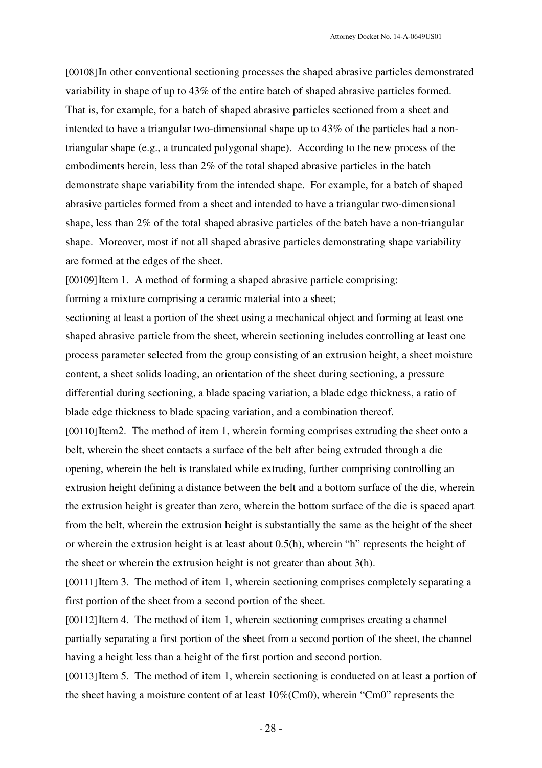[00108] In other conventional sectioning processes the shaped abrasive particles demonstrated variability in shape of up to 43% of the entire batch of shaped abrasive particles formed. That is, for example, for a batch of shaped abrasive particles sectioned from a sheet and intended to have a triangular two-dimensional shape up to 43% of the particles had a non-triangular shape (e.g., a truncated polygonal shape). According to the new process of the embodiments herein, less than 2% of the total shaped abrasive particles in the batch demonstrate shape variability from the intended shape. For example, for a batch of shaped abrasive particles formed from a sheet and intended to have a triangular two-dimensional shape, less than 2% of the total shaped abrasive particles of the batch have a non-triangular shape. Moreover, most if not all shaped abrasive particles demonstrating shape variability are formed at the edges of the sheet.

[00109] Item 1. A method of forming a shaped abrasive particle comprising:

forming a mixture comprising a ceramic material into a sheet;

sectioning at least a portion of the sheet using a mechanical object and forming at least one shaped abrasive particle from the sheet, wherein sectioning includes controlling at least one process parameter selected from the group consisting of an extrusion height, a sheet moisture content, a sheet solids loading, an orientation of the sheet during sectioning, a pressure differential during sectioning, a blade spacing variation, a blade edge thickness, a ratio of blade edge thickness to blade spacing variation, and a combination thereof.

[00110] Item2. The method of item 1, wherein forming comprises extruding the sheet onto a belt, wherein the sheet contacts a surface of the belt after being extruded through a die opening, wherein the belt is translated while extruding, further comprising controlling an extrusion height defining a distance between the belt and a bottom surface of the die, wherein the extrusion height is greater than zero, wherein the bottom surface of the die is spaced apart from the belt, wherein the extrusion height is substantially the same as the height of the sheet or wherein the extrusion height is at least about 0.5(h), wherein "h" represents the height of the sheet or wherein the extrusion height is not greater than about 3(h).

[00111] Item 3. The method of item 1, wherein sectioning comprises completely separating a first portion of the sheet from a second portion of the sheet.

[00112] Item 4. The method of item 1, wherein sectioning comprises creating a channel partially separating a first portion of the sheet from a second portion of the sheet, the channel having a height less than a height of the first portion and second portion.

[00113] Item 5. The method of item 1, wherein sectioning is conducted on at least a portion of the sheet having a moisture content of at least 10%(Cm0), wherein "Cm0" represents the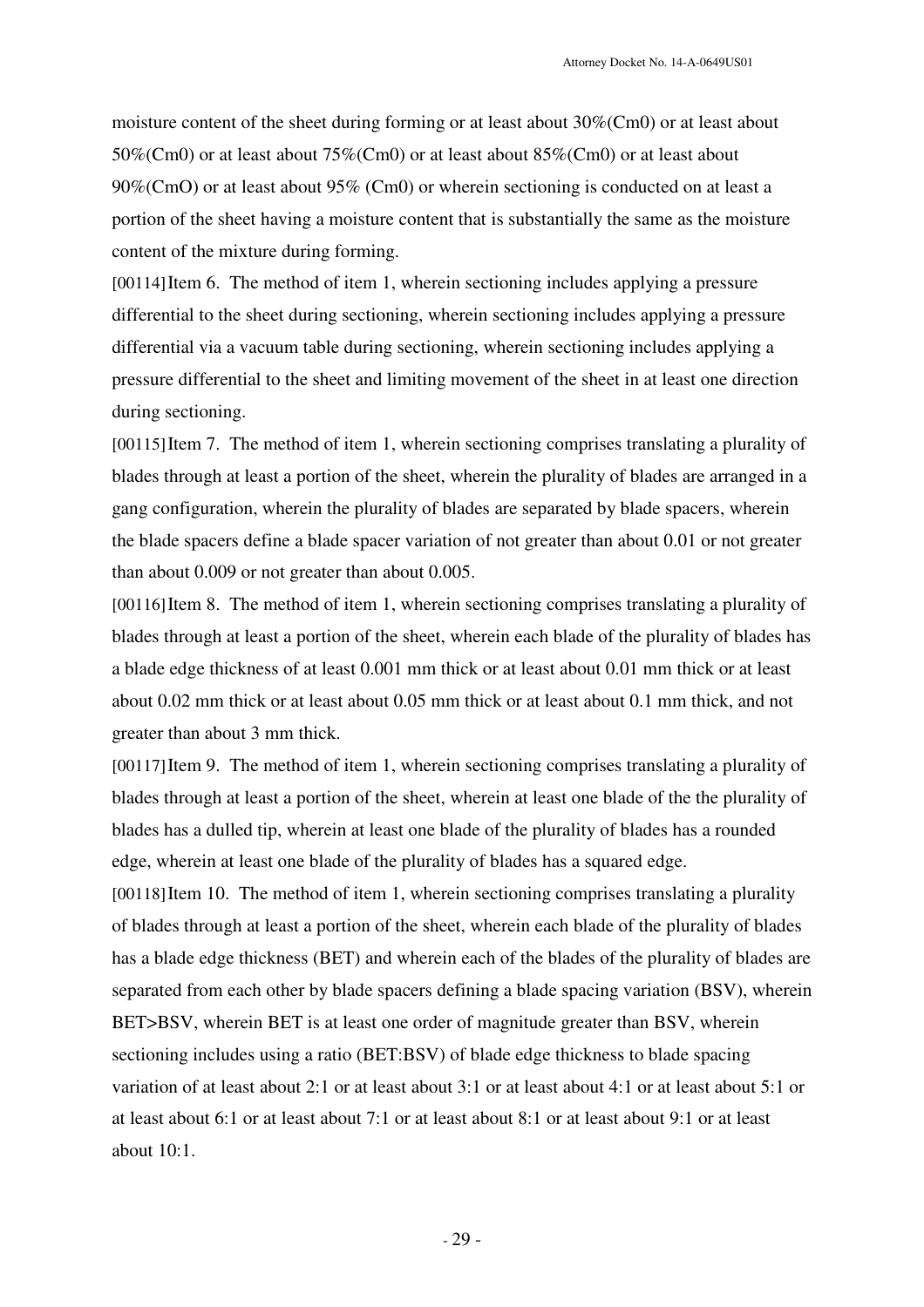moisture content of the sheet during forming or at least about 30%(Cm0) or at least about 50%(Cm0) or at least about 75%(Cm0) or at least about 85%(Cm0) or at least about 90%(CmO) or at least about 95% (Cm0) or wherein sectioning is conducted on at least a portion of the sheet having a moisture content that is substantially the same as the moisture content of the mixture during forming.

[00114] Item 6. The method of item 1, wherein sectioning includes applying a pressure differential to the sheet during sectioning, wherein sectioning includes applying a pressure differential via a vacuum table during sectioning, wherein sectioning includes applying a pressure differential to the sheet and limiting movement of the sheet in at least one direction during sectioning.

[00115] Item 7. The method of item 1, wherein sectioning comprises translating a plurality of blades through at least a portion of the sheet, wherein the plurality of blades are arranged in a gang configuration, wherein the plurality of blades are separated by blade spacers, wherein the blade spacers define a blade spacer variation of not greater than about 0.01 or not greater than about 0.009 or not greater than about 0.005.

[00116] Item 8. The method of item 1, wherein sectioning comprises translating a plurality of blades through at least a portion of the sheet, wherein each blade of the plurality of blades has a blade edge thickness of at least 0.001 mm thick or at least about 0.01 mm thick or at least about 0.02 mm thick or at least about 0.05 mm thick or at least about 0.1 mm thick, and not greater than about 3 mm thick.

[00117] Item 9. The method of item 1, wherein sectioning comprises translating a plurality of blades through at least a portion of the sheet, wherein at least one blade of the the plurality of blades has a dulled tip, wherein at least one blade of the plurality of blades has a rounded edge, wherein at least one blade of the plurality of blades has a squared edge.

[00118] Item 10. The method of item 1, wherein sectioning comprises translating a plurality of blades through at least a portion of the sheet, wherein each blade of the plurality of blades has a blade edge thickness (BET) and wherein each of the blades of the plurality of blades are separated from each other by blade spacers defining a blade spacing variation (BSV), wherein BET>BSV, wherein BET is at least one order of magnitude greater than BSV, wherein sectioning includes using a ratio (BET:BSV) of blade edge thickness to blade spacing variation of at least about 2:1 or at least about 3:1 or at least about 4:1 or at least about 5:1 or at least about 6:1 or at least about 7:1 or at least about 8:1 or at least about 9:1 or at least about 10:1.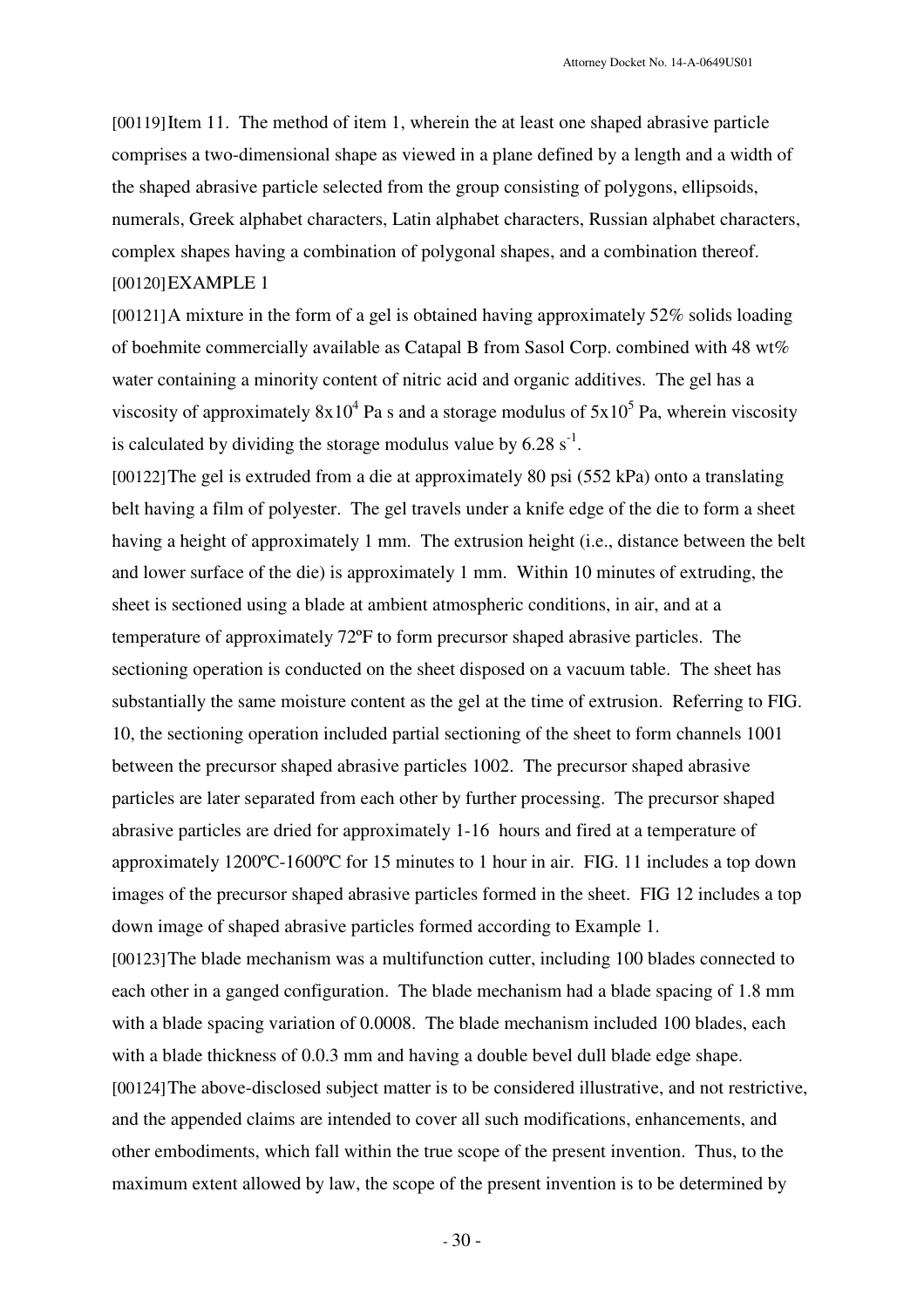[00119] Item 11. The method of item 1, wherein the at least one shaped abrasive particle comprises a two-dimensional shape as viewed in a plane defined by a length and a width of the shaped abrasive particle selected from the group consisting of polygons, ellipsoids, numerals, Greek alphabet characters, Latin alphabet characters, Russian alphabet characters, complex shapes having a combination of polygonal shapes, and a combination thereof.

[00120] EXAMPLE 1

[00121] A mixture in the form of a gel is obtained having approximately 52% solids loading of boehmite commercially available as Catapal B from Sasol Corp. combined with 48 wt% water containing a minority content of nitric acid and organic additives. The gel has a viscosity of approximately $8x10^4$ Pa s and a storage modulus of $5x10^5$ Pa, wherein viscosity is calculated by dividing the storage modulus value by 6.28 $s^{-1}$.

[00122] The gel is extruded from a die at approximately 80 psi (552 kPa) onto a translating belt having a film of polyester. The gel travels under a knife edge of the die to form a sheet having a height of approximately 1 mm. The extrusion height (i.e., distance between the belt and lower surface of the die) is approximately 1 mm. Within 10 minutes of extruding, the sheet is sectioned using a blade at ambient atmospheric conditions, in air, and at a temperature of approximately 72ºF to form precursor shaped abrasive particles. The sectioning operation is conducted on the sheet disposed on a vacuum table. The sheet has substantially the same moisture content as the gel at the time of extrusion. Referring to FIG. 10, the sectioning operation included partial sectioning of the sheet to form channels 1001 between the precursor shaped abrasive particles 1002. The precursor shaped abrasive particles are later separated from each other by further processing. The precursor shaped abrasive particles are dried for approximately 1-16 hours and fired at a temperature of approximately 1200ºC-1600ºC for 15 minutes to 1 hour in air. FIG. 11 includes a top down images of the precursor shaped abrasive particles formed in the sheet. FIG 12 includes a top down image of shaped abrasive particles formed according to Example 1.

[00123] The blade mechanism was a multifunction cutter, including 100 blades connected to each other in a ganged configuration. The blade mechanism had a blade spacing of 1.8 mm with a blade spacing variation of 0.0008. The blade mechanism included 100 blades, each with a blade thickness of 0.0.3 mm and having a double bevel dull blade edge shape.

[00124] The above-disclosed subject matter is to be considered illustrative, and not restrictive, and the appended claims are intended to cover all such modifications, enhancements, and other embodiments, which fall within the true scope of the present invention. Thus, to the maximum extent allowed by law, the scope of the present invention is to be determined by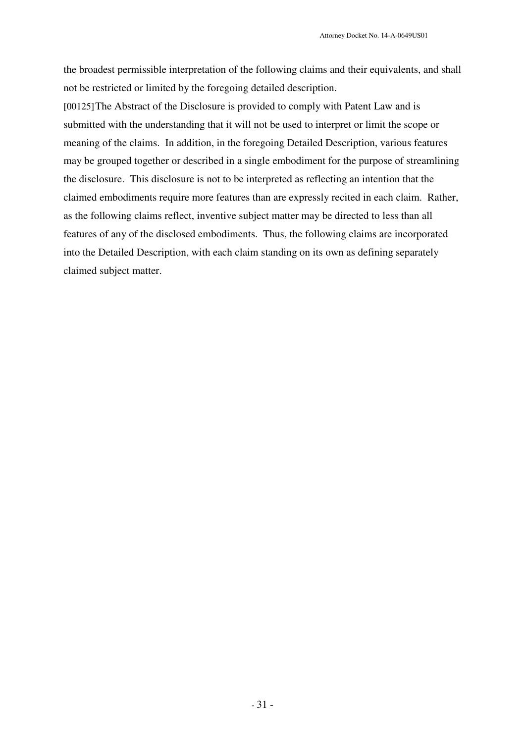the broadest permissible interpretation of the following claims and their equivalents, and shall not be restricted or limited by the foregoing detailed description.

[00125] The Abstract of the Disclosure is provided to comply with Patent Law and is submitted with the understanding that it will not be used to interpret or limit the scope or meaning of the claims. In addition, in the foregoing Detailed Description, various features may be grouped together or described in a single embodiment for the purpose of streamlining the disclosure. This disclosure is not to be interpreted as reflecting an intention that the claimed embodiments require more features than are expressly recited in each claim. Rather, as the following claims reflect, inventive subject matter may be directed to less than all features of any of the disclosed embodiments. Thus, the following claims are incorporated into the Detailed Description, with each claim standing on its own as defining separately claimed subject matter.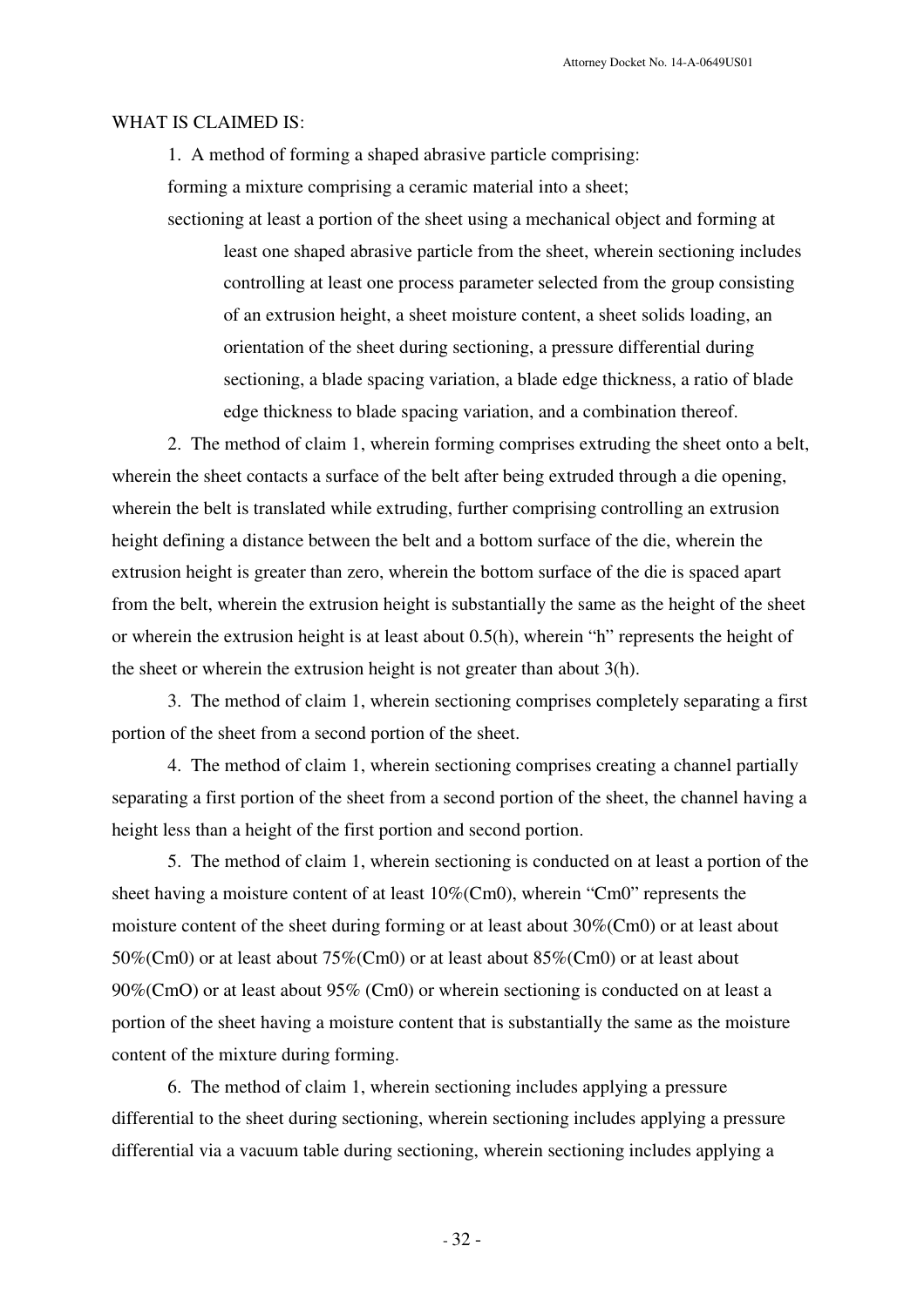WHAT IS CLAIMED IS:

1. A method of forming a shaped abrasive particle comprising:

forming a mixture comprising a ceramic material into a sheet;

sectioning at least a portion of the sheet using a mechanical object and forming at least one shaped abrasive particle from the sheet, wherein sectioning includes controlling at least one process parameter selected from the group consisting of an extrusion height, a sheet moisture content, a sheet solids loading, an orientation of the sheet during sectioning, a pressure differential during sectioning, a blade spacing variation, a blade edge thickness, a ratio of blade edge thickness to blade spacing variation, and a combination thereof.

2. The method of claim 1, wherein forming comprises extruding the sheet onto a belt, wherein the sheet contacts a surface of the belt after being extruded through a die opening, wherein the belt is translated while extruding, further comprising controlling an extrusion height defining a distance between the belt and a bottom surface of the die, wherein the extrusion height is greater than zero, wherein the bottom surface of the die is spaced apart from the belt, wherein the extrusion height is substantially the same as the height of the sheet or wherein the extrusion height is at least about 0.5(h), wherein "h" represents the height of the sheet or wherein the extrusion height is not greater than about 3(h).

3. The method of claim 1, wherein sectioning comprises completely separating a first portion of the sheet from a second portion of the sheet.

4. The method of claim 1, wherein sectioning comprises creating a channel partially separating a first portion of the sheet from a second portion of the sheet, the channel having a height less than a height of the first portion and second portion.

5. The method of claim 1, wherein sectioning is conducted on at least a portion of the sheet having a moisture content of at least 10%(Cm0), wherein "Cm0" represents the moisture content of the sheet during forming or at least about 30%(Cm0) or at least about 50%(Cm0) or at least about 75%(Cm0) or at least about 85%(Cm0) or at least about 90%(CmO) or at least about 95% (Cm0) or wherein sectioning is conducted on at least a portion of the sheet having a moisture content that is substantially the same as the moisture content of the mixture during forming.

6. The method of claim 1, wherein sectioning includes applying a pressure differential to the sheet during sectioning, wherein sectioning includes applying a pressure differential via a vacuum table during sectioning, wherein sectioning includes applying a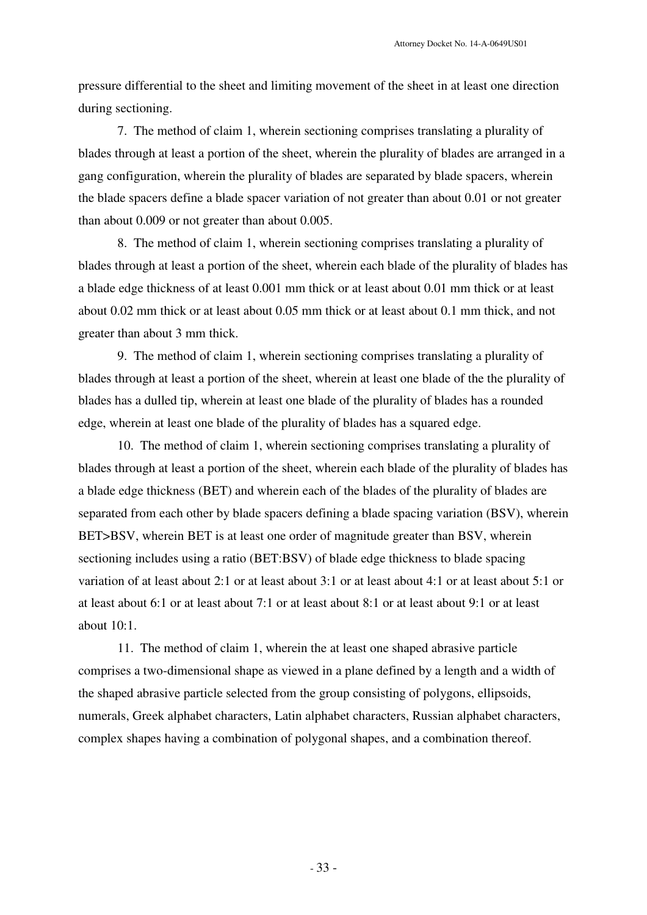pressure differential to the sheet and limiting movement of the sheet in at least one direction during sectioning.

7. The method of claim 1, wherein sectioning comprises translating a plurality of blades through at least a portion of the sheet, wherein the plurality of blades are arranged in a gang configuration, wherein the plurality of blades are separated by blade spacers, wherein the blade spacers define a blade spacer variation of not greater than about 0.01 or not greater than about 0.009 or not greater than about 0.005.

8. The method of claim 1, wherein sectioning comprises translating a plurality of blades through at least a portion of the sheet, wherein each blade of the plurality of blades has a blade edge thickness of at least 0.001 mm thick or at least about 0.01 mm thick or at least about 0.02 mm thick or at least about 0.05 mm thick or at least about 0.1 mm thick, and not greater than about 3 mm thick.

9. The method of claim 1, wherein sectioning comprises translating a plurality of blades through at least a portion of the sheet, wherein at least one blade of the the plurality of blades has a dulled tip, wherein at least one blade of the plurality of blades has a rounded edge, wherein at least one blade of the plurality of blades has a squared edge.

10. The method of claim 1, wherein sectioning comprises translating a plurality of blades through at least a portion of the sheet, wherein each blade of the plurality of blades has a blade edge thickness (BET) and wherein each of the blades of the plurality of blades are separated from each other by blade spacers defining a blade spacing variation (BSV), wherein BET>BSV, wherein BET is at least one order of magnitude greater than BSV, wherein sectioning includes using a ratio (BET:BSV) of blade edge thickness to blade spacing variation of at least about 2:1 or at least about 3:1 or at least about 4:1 or at least about 5:1 or at least about 6:1 or at least about 7:1 or at least about 8:1 or at least about 9:1 or at least about 10:1.

11. The method of claim 1, wherein the at least one shaped abrasive particle comprises a two-dimensional shape as viewed in a plane defined by a length and a width of the shaped abrasive particle selected from the group consisting of polygons, ellipsoids, numerals, Greek alphabet characters, Latin alphabet characters, Russian alphabet characters, complex shapes having a combination of polygonal shapes, and a combination thereof.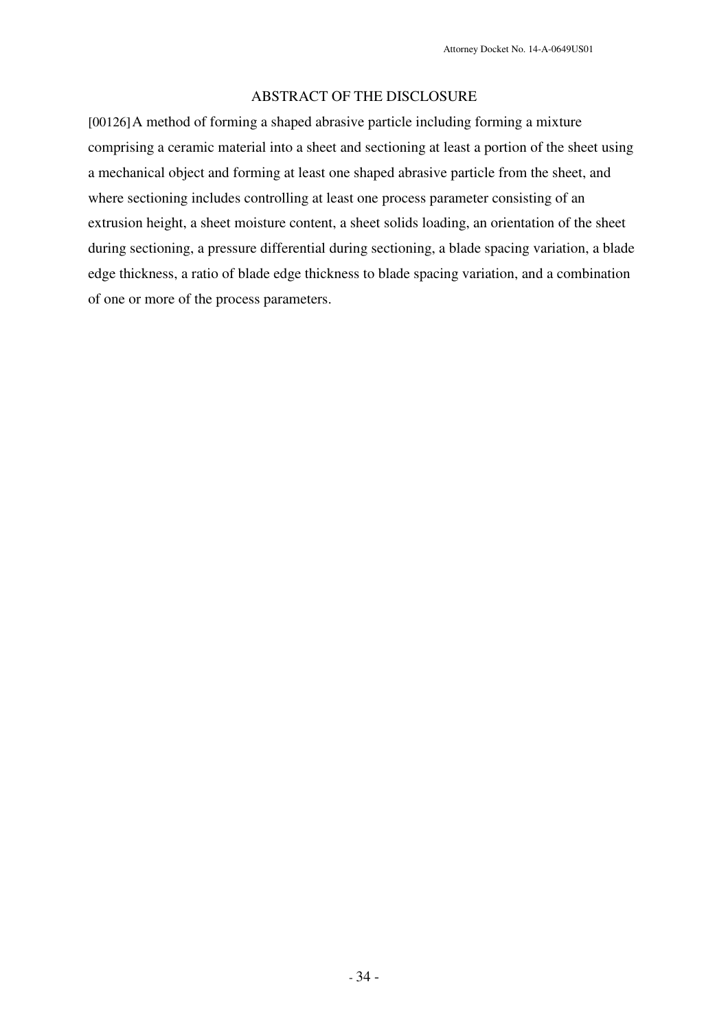# ABSTRACT OF THE DISCLOSURE

[00126] A method of forming a shaped abrasive particle including forming a mixture comprising a ceramic material into a sheet and sectioning at least a portion of the sheet using a mechanical object and forming at least one shaped abrasive particle from the sheet, and where sectioning includes controlling at least one process parameter consisting of an extrusion height, a sheet moisture content, a sheet solids loading, an orientation of the sheet during sectioning, a pressure differential during sectioning, a blade spacing variation, a blade edge thickness, a ratio of blade edge thickness to blade spacing variation, and a combination of one or more of the process parameters.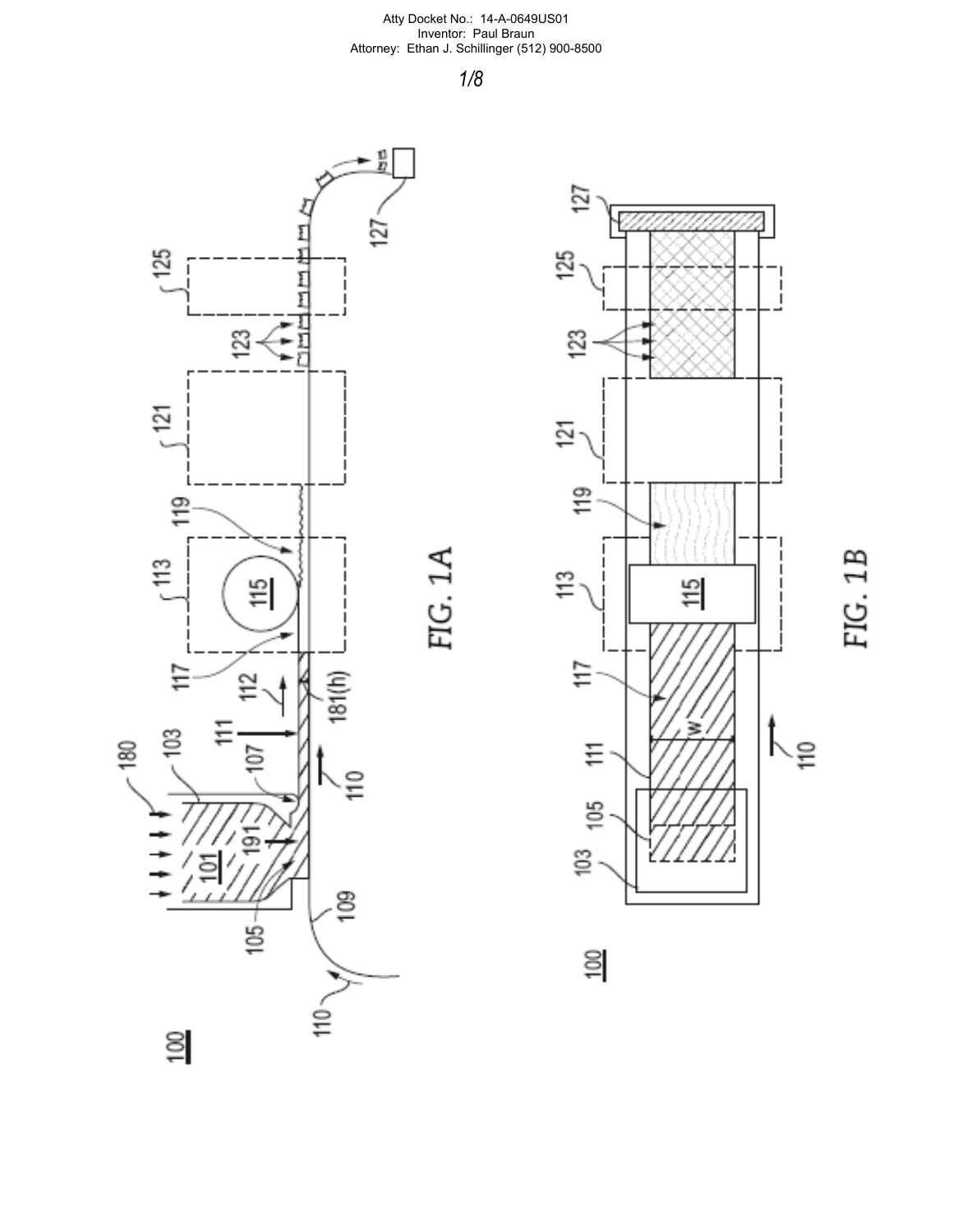Atty Docket No.: 14-A-0649US01
Inventor: Paul Braun
Attorney: Ethan J. Schillinger (512) 900-8500

FIG. 1A

FIG. 1B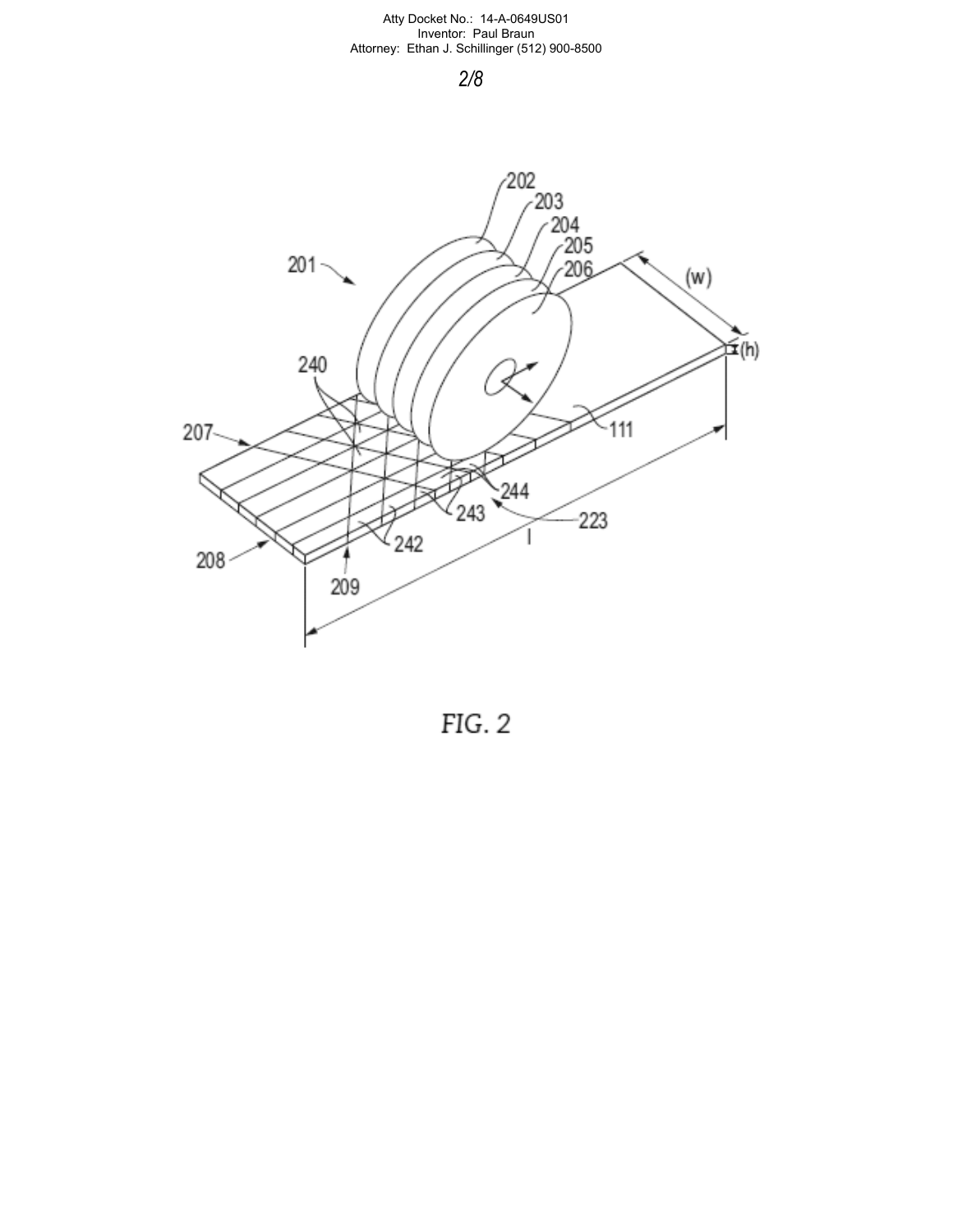Atty Docket No.: 14-A-0649US01
Inventor: Paul Braun
Attorney: Ethan J. Schillinger (512) 900-8500

2/8

201 202 203 204 205 206 (w) (h) 240 111 207 244 243 223 242 208 209 l

FIG. 2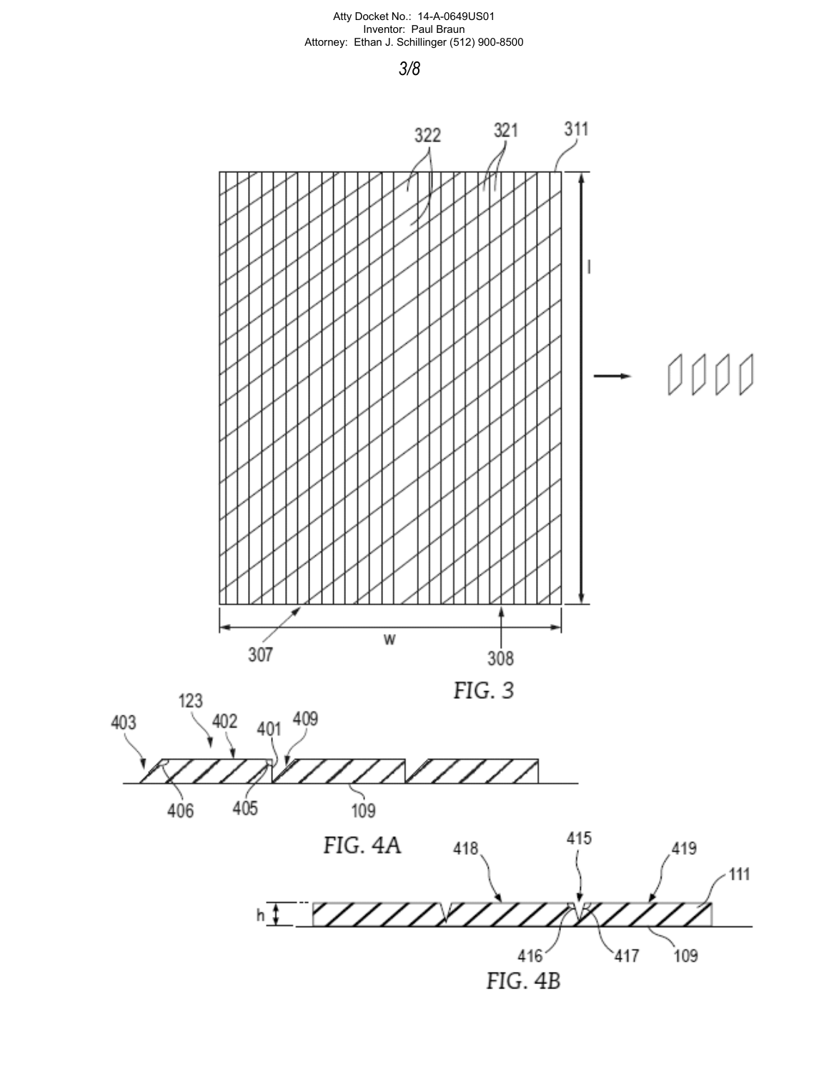FIG. 3

FIG. 4A

FIG. 4B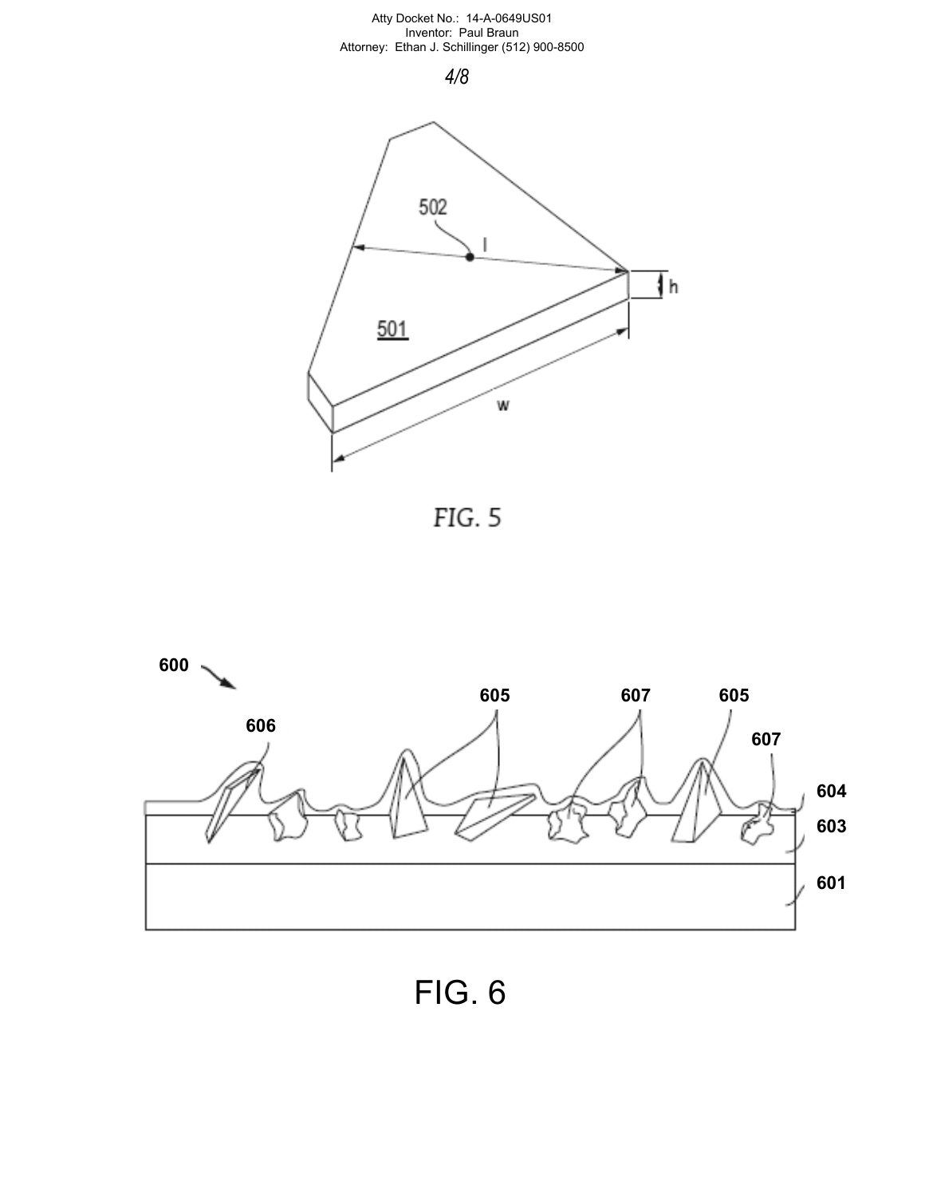FIG. 5

FIG. 6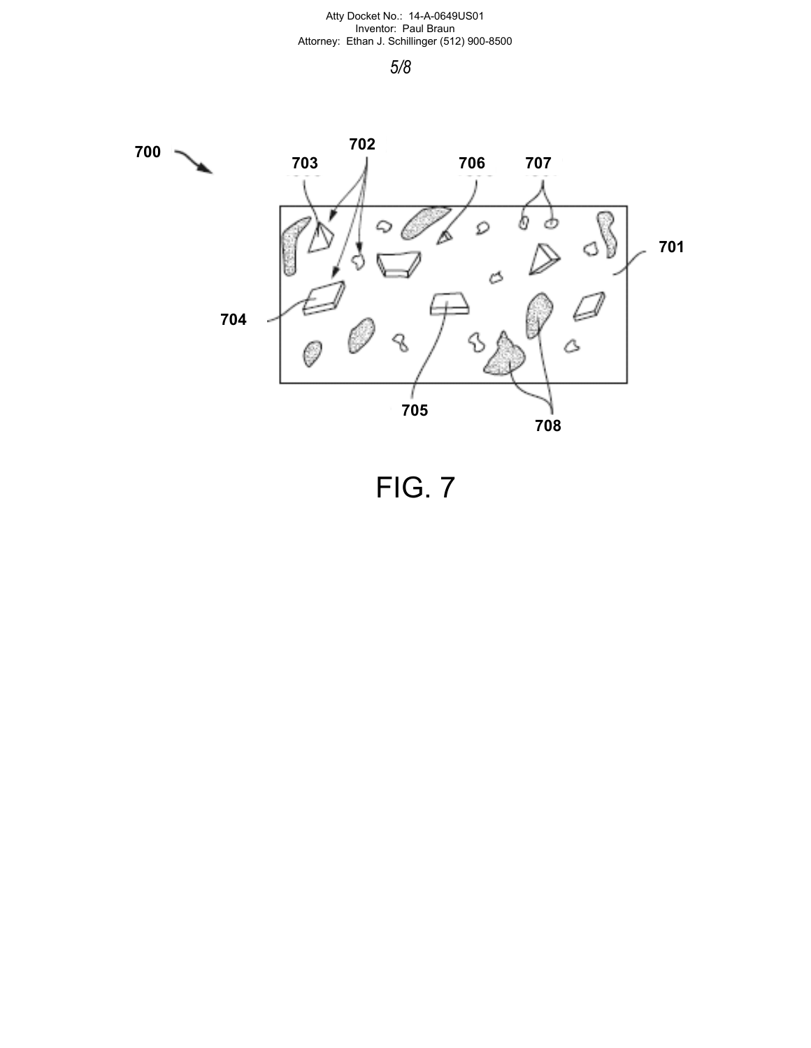700

702

703

706

707

701

704

705

708

FIG. 7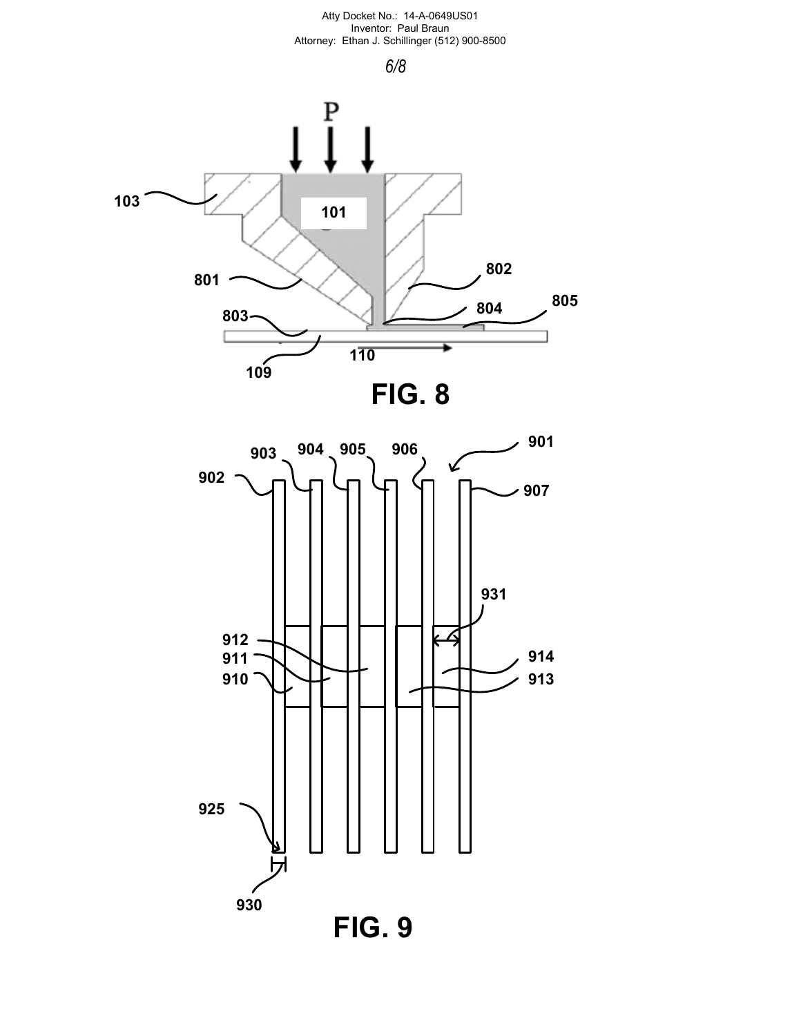P

103

101

801

802

803

804

805

109

110

FIG. 8

901

902

903

904

905

906

907

931

912

911

910

914

913

925

930

FIG. 9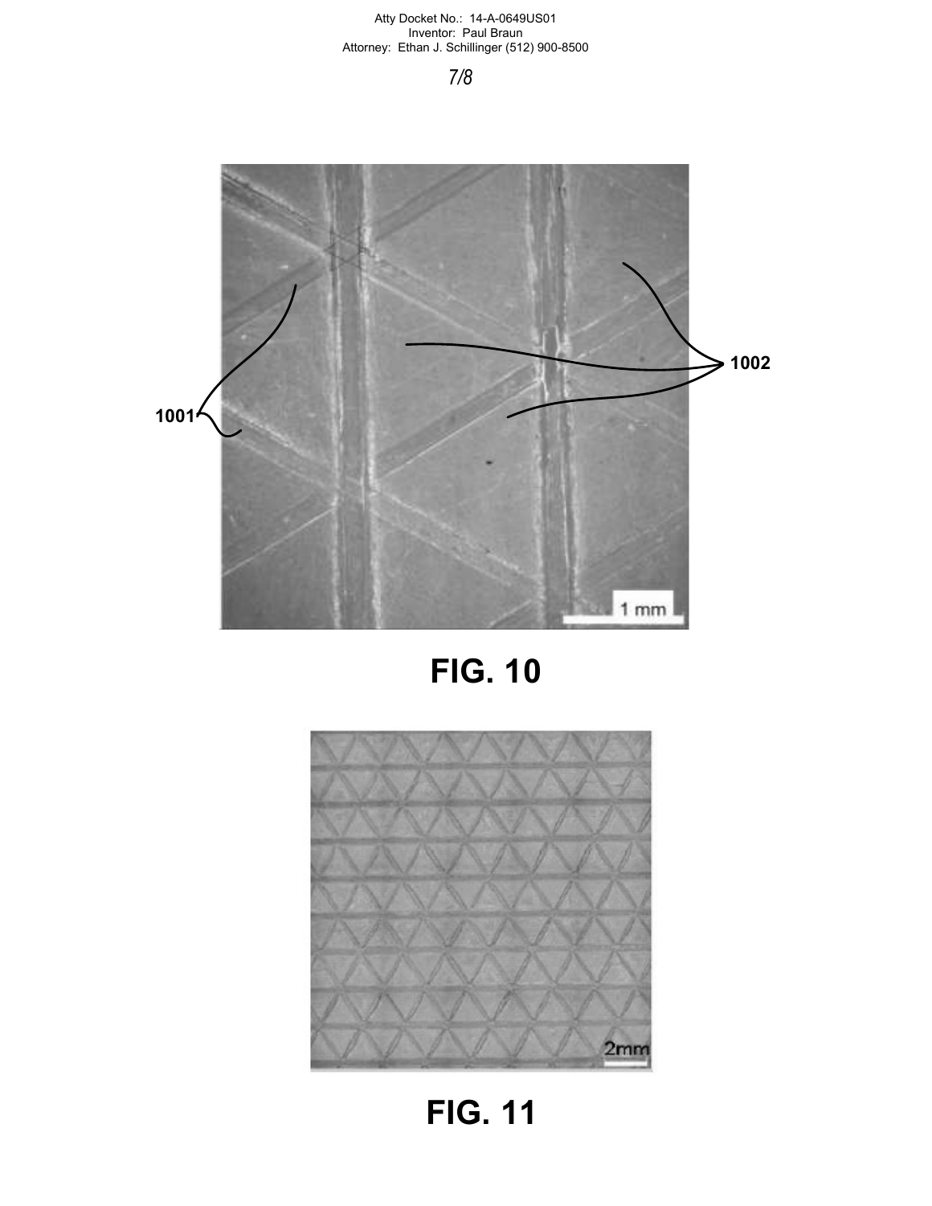1001

1002

1 mm

FIG. 10

2mm

FIG. 11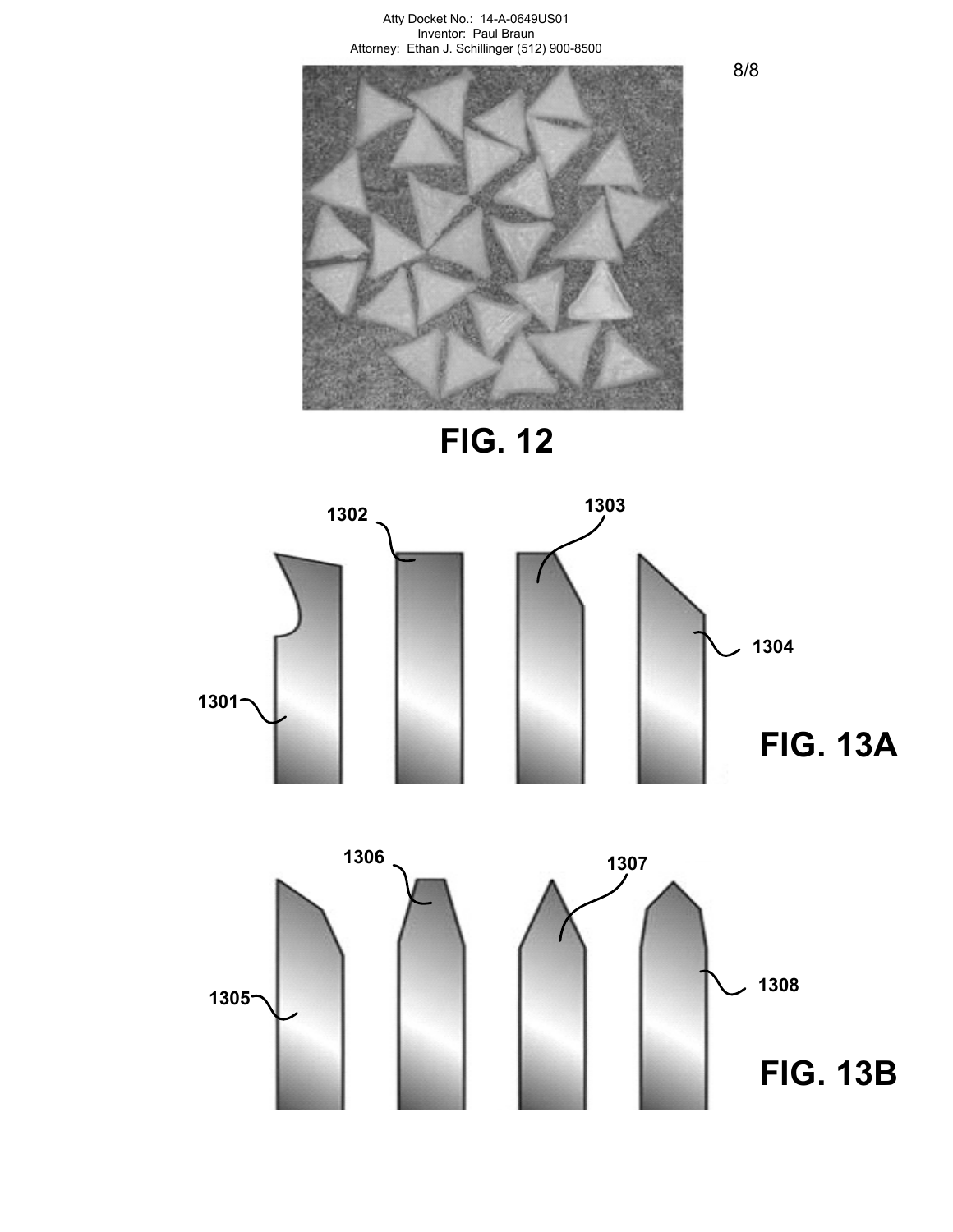FIG. 12

1302

1303

1304

1301

FIG. 13A

1306

1307

1308

1305

FIG. 13B